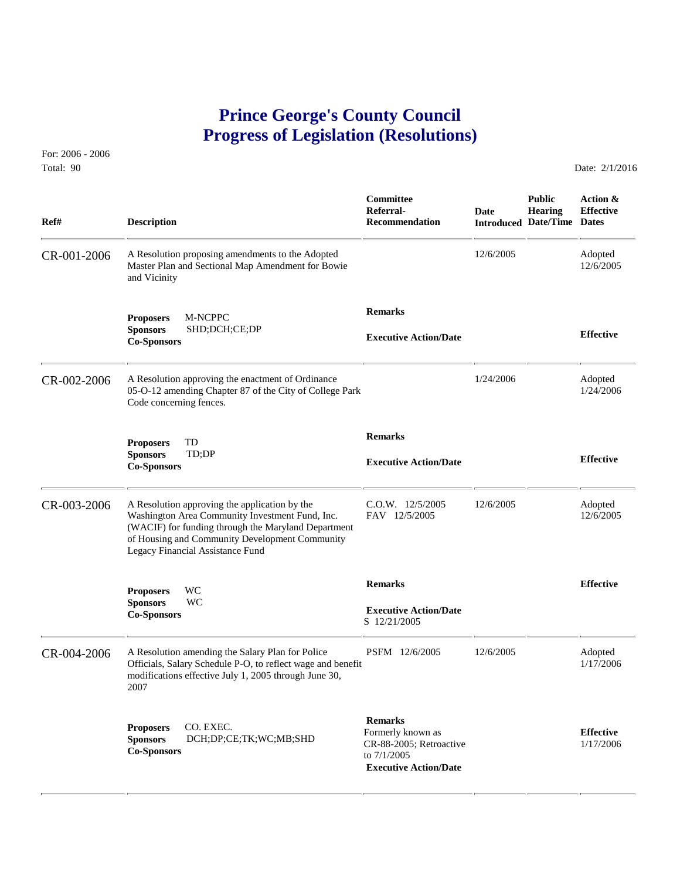# Prince George's County Council
# Progress of Legislation (Resolutions)

For: 2006 - 2006
Total: 90

Date: 2/1/2016

| Ref# | Description | Committee Referral-Recommendation | Date Introduced | Public Hearing Date/Time | Action & Effective Dates |
|---|---|---|---|---|---|
| CR-001-2006 | A Resolution proposing amendments to the Adopted Master Plan and Sectional Map Amendment for Bowie and Vicinity | | 12/6/2005 | | Adopted 12/6/2005 |
| | **Proposers** M-NCPPC<br>**Sponsors** SHD;DCH;CE;DP<br>**Co-Sponsors** | **Remarks**<br><br>**Executive Action/Date** | | | **Effective** |
| CR-002-2006 | A Resolution approving the enactment of Ordinance 05-O-12 amending Chapter 87 of the City of College Park Code concerning fences. | | 1/24/2006 | | Adopted 1/24/2006 |
| | **Proposers** TD<br>**Sponsors** TD;DP<br>**Co-Sponsors** | **Remarks**<br><br>**Executive Action/Date** | | | **Effective** |
| CR-003-2006 | A Resolution approving the application by the Washington Area Community Investment Fund, Inc. (WACIF) for funding through the Maryland Department of Housing and Community Development Community Legacy Financial Assistance Fund | C.O.W. 12/5/2005<br>FAV 12/5/2005 | 12/6/2005 | | Adopted 12/6/2005 |
| | **Proposers** WC<br>**Sponsors** WC<br>**Co-Sponsors** | **Remarks**<br><br>**Executive Action/Date**<br>S 12/21/2005 | | | **Effective** |
| CR-004-2006 | A Resolution amending the Salary Plan for Police Officials, Salary Schedule P-O, to reflect wage and benefit modifications effective July 1, 2005 through June 30, 2007 | PSFM 12/6/2005 | 12/6/2005 | | Adopted 1/17/2006 |
| | **Proposers** CO. EXEC.<br>**Sponsors** DCH;DP;CE;TK;WC;MB;SHD<br>**Co-Sponsors** | **Remarks**<br>Formerly known as CR-88-2005; Retroactive to 7/1/2005<br>**Executive Action/Date** | | | **Effective**<br>1/17/2006 |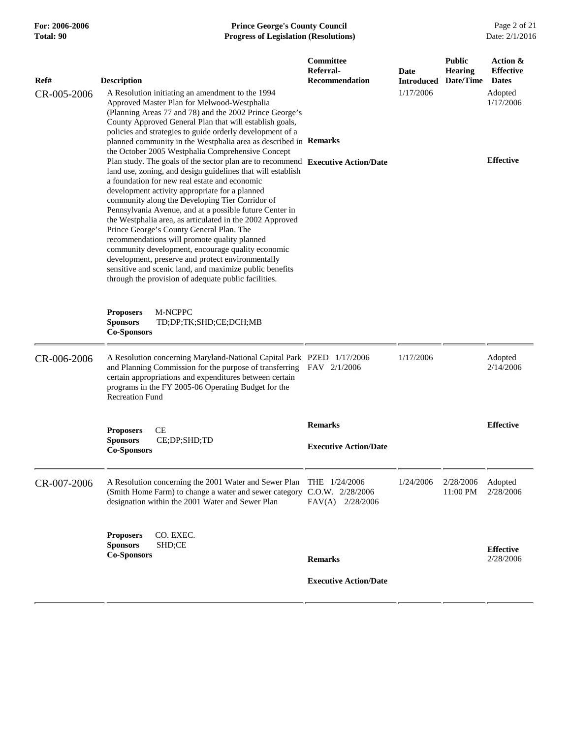| Ref# | Description | Committee Referral-Recommendation | Date Introduced | Public Hearing Date/Time | Action & Effective Dates |
|---|---|---|---|---|---|
| CR-005-2006 | A Resolution initiating an amendment to the 1994 Approved Master Plan for Melwood-Westphalia (Planning Areas 77 and 78) and the 2002 Prince George's County Approved General Plan that will establish goals, policies and strategies to guide orderly development of a planned community in the Westphalia area as described in the October 2005 Westphalia Comprehensive Concept Plan study. The goals of the sector plan are to recommend land use, zoning, and design guidelines that will establish a foundation for new real estate and economic development activity appropriate for a planned community along the Developing Tier Corridor of Pennsylvania Avenue, and at a possible future Center in the Westphalia area, as articulated in the 2002 Approved Prince George's County General Plan. The recommendations will promote quality planned community development, encourage quality economic development, preserve and protect environmentally sensitive and scenic land, and maximize public benefits through the provision of adequate public facilities.<br><br>**Proposers** M-NCPPC<br>**Sponsors** TD;DP;TK;SHD;CE;DCH;MB<br>**Co-Sponsors** | **Remarks**<br><br>**Executive Action/Date** | 1/17/2006 | | Adopted 1/17/2006<br><br>**Effective** |
| CR-006-2006 | A Resolution concerning Maryland-National Capital Park and Planning Commission for the purpose of transferring certain appropriations and expenditures between certain programs in the FY 2005-06 Operating Budget for the Recreation Fund<br><br>**Proposers** CE<br>**Sponsors** CE;DP;SHD;TD<br>**Co-Sponsors** | PZED 1/17/2006<br>FAV 2/1/2006<br><br>**Remarks**<br><br>**Executive Action/Date** | 1/17/2006 | | Adopted 2/14/2006<br><br>**Effective** |
| CR-007-2006 | A Resolution concerning the 2001 Water and Sewer Plan (Smith Home Farm) to change a water and sewer category designation within the 2001 Water and Sewer Plan<br><br>**Proposers** CO. EXEC.<br>**Sponsors** SHD;CE<br>**Co-Sponsors** | THE 1/24/2006<br>C.O.W. 2/28/2006<br>FAV(A) 2/28/2006<br><br>**Remarks**<br><br>**Executive Action/Date** | 1/24/2006 | 2/28/2006 11:00 PM | Adopted 2/28/2006<br><br>**Effective** 2/28/2006 |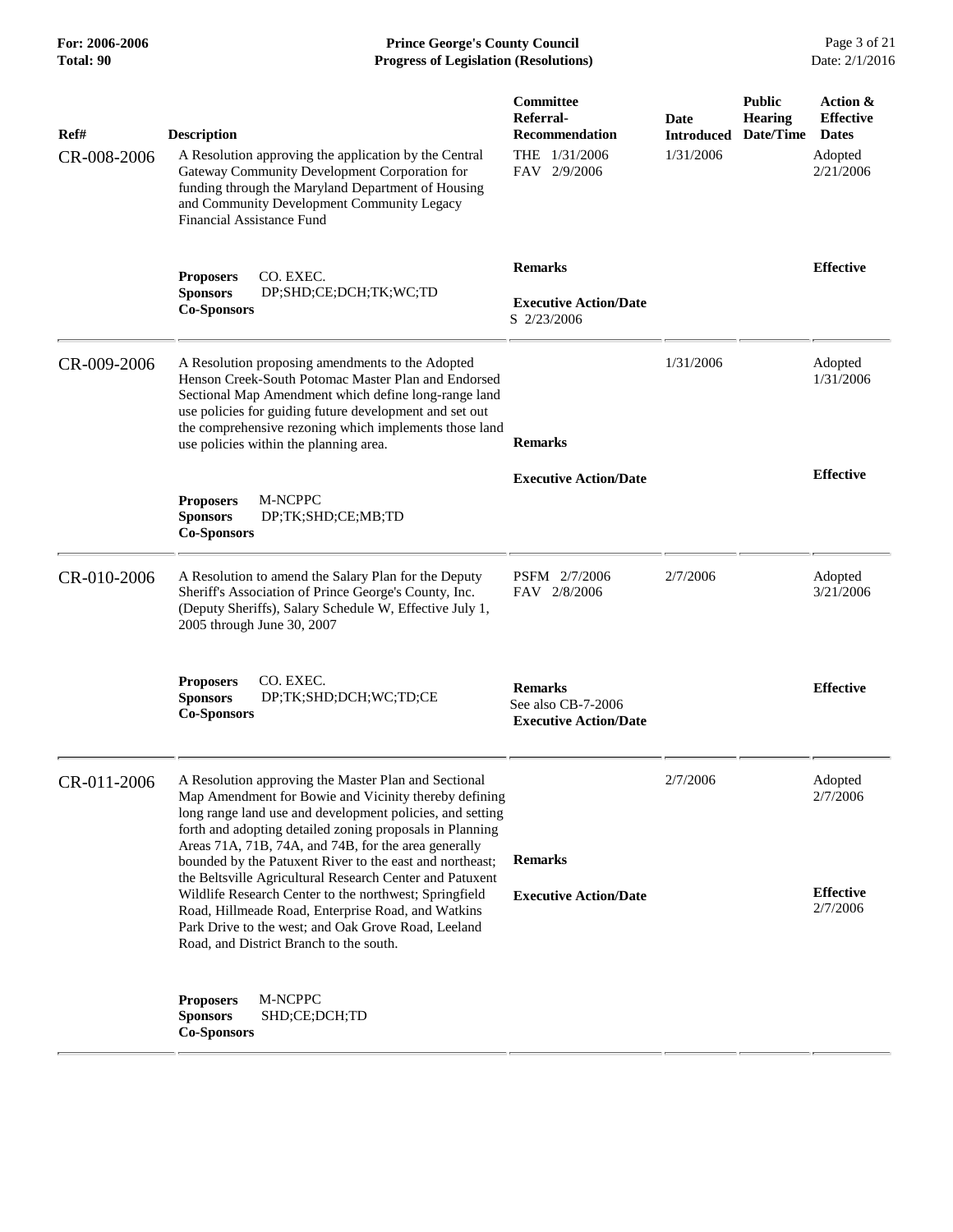| Ref# | Description | Committee Referral-Recommendation | Date Introduced | Public Hearing Date/Time | Action & Effective Dates |
| --- | --- | --- | --- | --- | --- |
| CR-008-2006 | A Resolution approving the application by the Central Gateway Community Development Corporation for funding through the Maryland Department of Housing and Community Development Community Legacy Financial Assistance Fund | THE 1/31/2006<br>FAV 2/9/2006 | 1/31/2006 | | Adopted<br>2/21/2006 |
| | **Proposers** CO. EXEC.<br>**Sponsors** DP;SHD;CE;DCH;TK;WC;TD<br>**Co-Sponsors** | **Remarks**<br><br>**Executive Action/Date**<br>S 2/23/2006 | | | **Effective** |
| CR-009-2006 | A Resolution proposing amendments to the Adopted Henson Creek-South Potomac Master Plan and Endorsed Sectional Map Amendment which define long-range land use policies for guiding future development and set out the comprehensive rezoning which implements those land use policies within the planning area. | | 1/31/2006 | | Adopted<br>1/31/2006 |
| | **Proposers** M-NCPPC<br>**Sponsors** DP;TK;SHD;CE;MB;TD<br>**Co-Sponsors** | **Remarks**<br><br>**Executive Action/Date** | | | **Effective** |
| CR-010-2006 | A Resolution to amend the Salary Plan for the Deputy Sheriff's Association of Prince George's County, Inc. (Deputy Sheriffs), Salary Schedule W, Effective July 1, 2005 through June 30, 2007 | PSFM 2/7/2006<br>FAV 2/8/2006 | 2/7/2006 | | Adopted<br>3/21/2006 |
| | **Proposers** CO. EXEC.<br>**Sponsors** DP;TK;SHD;DCH;WC;TD;CE<br>**Co-Sponsors** | **Remarks**<br>See also CB-7-2006<br>**Executive Action/Date** | | | **Effective** |
| CR-011-2006 | A Resolution approving the Master Plan and Sectional Map Amendment for Bowie and Vicinity thereby defining long range land use and development policies, and setting forth and adopting detailed zoning proposals in Planning Areas 71A, 71B, 74A, and 74B, for the area generally bounded by the Patuxent River to the east and northeast; the Beltsville Agricultural Research Center and Patuxent Wildlife Research Center to the northwest; Springfield Road, Hillmeade Road, Enterprise Road, and Watkins Park Drive to the west; and Oak Grove Road, Leeland Road, and District Branch to the south. | | 2/7/2006 | | Adopted<br>2/7/2006 |
| | **Proposers** M-NCPPC<br>**Sponsors** SHD;CE;DCH;TD<br>**Co-Sponsors** | **Remarks**<br><br>**Executive Action/Date** | | | **Effective**<br>2/7/2006 |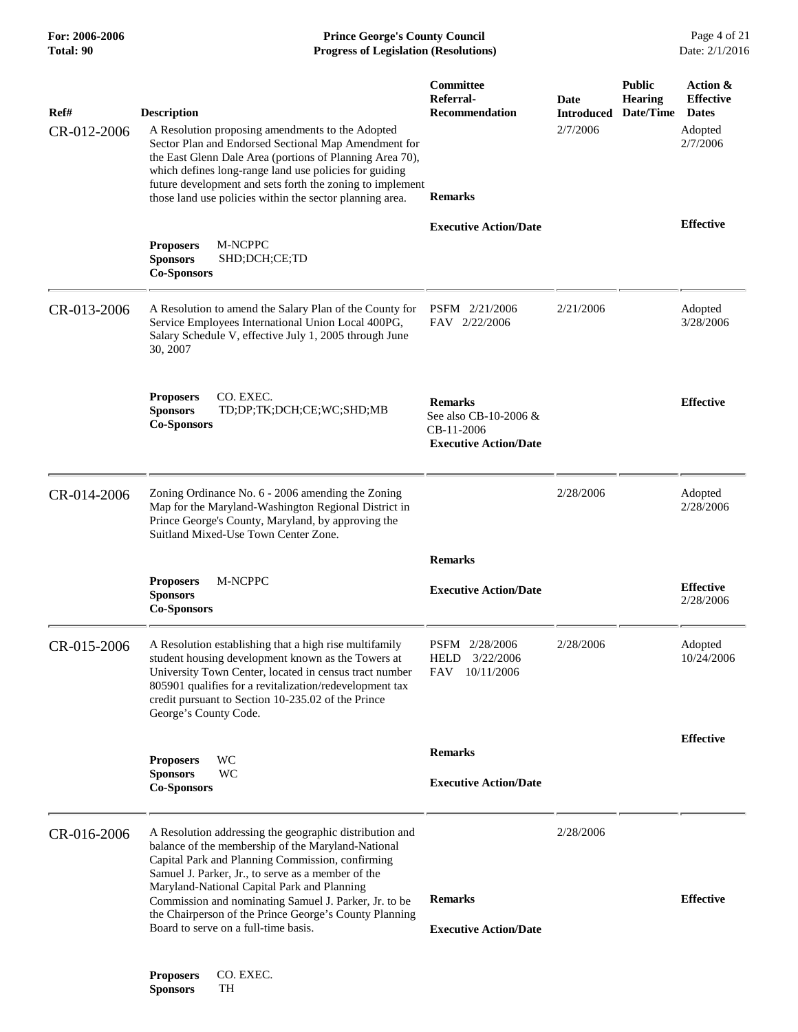| Ref# | Description | Committee Referral-Recommendation | Date Introduced | Public Hearing Date/Time | Action & Effective Dates |
|---|---|---|---|---|---|
| CR-012-2006 | A Resolution proposing amendments to the Adopted Sector Plan and Endorsed Sectional Map Amendment for the East Glenn Dale Area (portions of Planning Area 70), which defines long-range land use policies for guiding future development and sets forth the zoning to implement those land use policies within the sector planning area. | | 2/7/2006 | | Adopted 2/7/2006 |
| | **Proposers** M-NCPPC<br>**Sponsors** SHD;DCH;CE;TD<br>**Co-Sponsors** | **Remarks**<br><br>**Executive Action/Date** | | | **Effective** |
| CR-013-2006 | A Resolution to amend the Salary Plan of the County for Service Employees International Union Local 400PG, Salary Schedule V, effective July 1, 2005 through June 30, 2007 | PSFM 2/21/2006<br>FAV 2/22/2006 | 2/21/2006 | | Adopted 3/28/2006 |
| | **Proposers** CO. EXEC.<br>**Sponsors** TD;DP;TK;DCH;CE;WC;SHD;MB<br>**Co-Sponsors** | **Remarks**<br>See also CB-10-2006 & CB-11-2006<br>**Executive Action/Date** | | | **Effective** |
| CR-014-2006 | Zoning Ordinance No. 6 - 2006 amending the Zoning Map for the Maryland-Washington Regional District in Prince George's County, Maryland, by approving the Suitland Mixed-Use Town Center Zone. | | 2/28/2006 | | Adopted 2/28/2006 |
| | **Proposers** M-NCPPC<br>**Sponsors**<br>**Co-Sponsors** | **Remarks**<br><br>**Executive Action/Date** | | | **Effective** 2/28/2006 |
| CR-015-2006 | A Resolution establishing that a high rise multifamily student housing development known as the Towers at University Town Center, located in census tract number 805901 qualifies for a revitalization/redevelopment tax credit pursuant to Section 10-235.02 of the Prince George's County Code. | PSFM 2/28/2006<br>HELD 3/22/2006<br>FAV 10/11/2006 | 2/28/2006 | | Adopted 10/24/2006 |
| | **Proposers** WC<br>**Sponsors** WC<br>**Co-Sponsors** | **Remarks**<br><br>**Executive Action/Date** | | | **Effective** |
| CR-016-2006 | A Resolution addressing the geographic distribution and balance of the membership of the Maryland-National Capital Park and Planning Commission, confirming Samuel J. Parker, Jr., to serve as a member of the Maryland-National Capital Park and Planning Commission and nominating Samuel J. Parker, Jr. to be the Chairperson of the Prince George's County Planning Board to serve on a full-time basis. | **Remarks**<br><br>**Executive Action/Date** | 2/28/2006 | | **Effective** |
| | **Proposers** CO. EXEC.<br>**Sponsors** TH | | | | |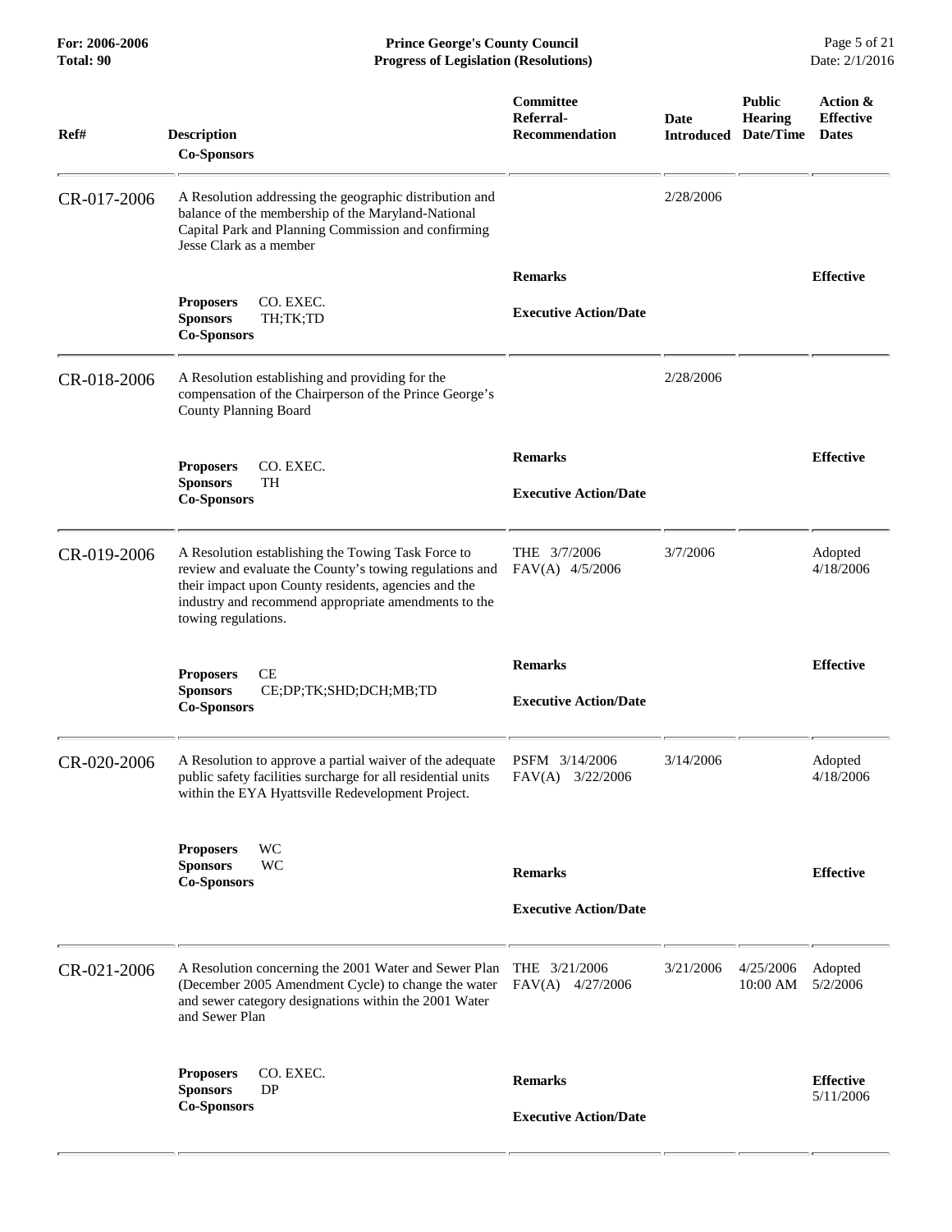| Ref# | Description / Co-Sponsors | Committee Referral-Recommendation | Date Introduced | Public Hearing Date/Time | Action & Effective Dates |
|---|---|---|---|---|---|
| CR-017-2006 | A Resolution addressing the geographic distribution and balance of the membership of the Maryland-National Capital Park and Planning Commission and confirming Jesse Clark as a member | | 2/28/2006 | | |
| | **Proposers** CO. EXEC. **Sponsors** TH;TK;TD **Co-Sponsors** | **Remarks** **Executive Action/Date** | | | **Effective** |
| CR-018-2006 | A Resolution establishing and providing for the compensation of the Chairperson of the Prince George's County Planning Board | | 2/28/2006 | | |
| | **Proposers** CO. EXEC. **Sponsors** TH **Co-Sponsors** | **Remarks** **Executive Action/Date** | | | **Effective** |
| CR-019-2006 | A Resolution establishing the Towing Task Force to review and evaluate the County's towing regulations and their impact upon County residents, agencies and the industry and recommend appropriate amendments to the towing regulations. | THE 3/7/2006 FAV(A) 4/5/2006 | 3/7/2006 | | Adopted 4/18/2006 |
| | **Proposers** CE **Sponsors** CE;DP;TK;SHD;DCH;MB;TD **Co-Sponsors** | **Remarks** **Executive Action/Date** | | | **Effective** |
| CR-020-2006 | A Resolution to approve a partial waiver of the adequate public safety facilities surcharge for all residential units within the EYA Hyattsville Redevelopment Project. | PSFM 3/14/2006 FAV(A) 3/22/2006 | 3/14/2006 | | Adopted 4/18/2006 |
| | **Proposers** WC **Sponsors** WC **Co-Sponsors** | **Remarks** **Executive Action/Date** | | | **Effective** |
| CR-021-2006 | A Resolution concerning the 2001 Water and Sewer Plan (December 2005 Amendment Cycle) to change the water and sewer category designations within the 2001 Water and Sewer Plan | THE 3/21/2006 FAV(A) 4/27/2006 | 3/21/2006 | 4/25/2006 10:00 AM | Adopted 5/2/2006 |
| | **Proposers** CO. EXEC. **Sponsors** DP **Co-Sponsors** | **Remarks** **Executive Action/Date** | | | **Effective** 5/11/2006 |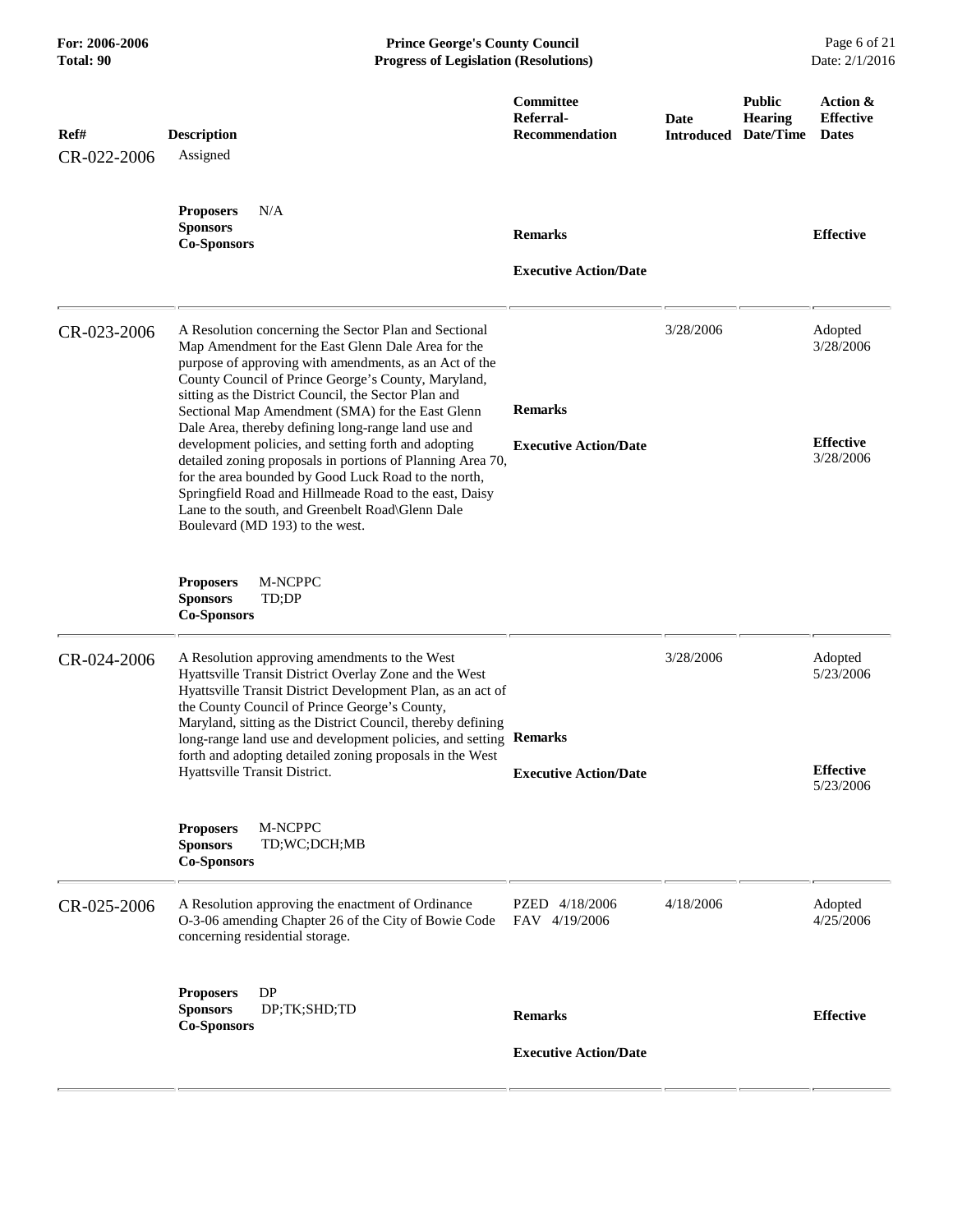| Ref# | Description | Committee Referral-Recommendation | Date Introduced | Public Hearing Date/Time | Action & Effective Dates |
|---|---|---|---|---|---|
| CR-022-2006 | Assigned<br><br>**Proposers** N/A<br>**Sponsors**<br>**Co-Sponsors** | **Remarks**<br><br>**Executive Action/Date** | | | **Effective** |
| CR-023-2006 | A Resolution concerning the Sector Plan and Sectional Map Amendment for the East Glenn Dale Area for the purpose of approving with amendments, as an Act of the County Council of Prince George's County, Maryland, sitting as the District Council, the Sector Plan and Sectional Map Amendment (SMA) for the East Glenn Dale Area, thereby defining long-range land use and development policies, and setting forth and adopting detailed zoning proposals in portions of Planning Area 70, for the area bounded by Good Luck Road to the north, Springfield Road and Hillmeade Road to the east, Daisy Lane to the south, and Greenbelt Road\Glenn Dale Boulevard (MD 193) to the west.<br><br>**Proposers** M-NCPPC<br>**Sponsors** TD;DP<br>**Co-Sponsors** | **Remarks**<br><br>**Executive Action/Date** | 3/28/2006 | | Adopted 3/28/2006<br><br>**Effective** 3/28/2006 |
| CR-024-2006 | A Resolution approving amendments to the West Hyattsville Transit District Overlay Zone and the West Hyattsville Transit District Development Plan, as an act of the County Council of Prince George's County, Maryland, sitting as the District Council, thereby defining long-range land use and development policies, and setting forth and adopting detailed zoning proposals in the West Hyattsville Transit District.<br><br>**Proposers** M-NCPPC<br>**Sponsors** TD;WC;DCH;MB<br>**Co-Sponsors** | **Remarks**<br><br>**Executive Action/Date** | 3/28/2006 | | Adopted 5/23/2006<br><br>**Effective** 5/23/2006 |
| CR-025-2006 | A Resolution approving the enactment of Ordinance O-3-06 amending Chapter 26 of the City of Bowie Code concerning residential storage.<br><br>**Proposers** DP<br>**Sponsors** DP;TK;SHD;TD<br>**Co-Sponsors** | PZED 4/18/2006<br>FAV 4/19/2006<br><br>**Remarks**<br><br>**Executive Action/Date** | 4/18/2006 | | Adopted 4/25/2006<br><br>**Effective** |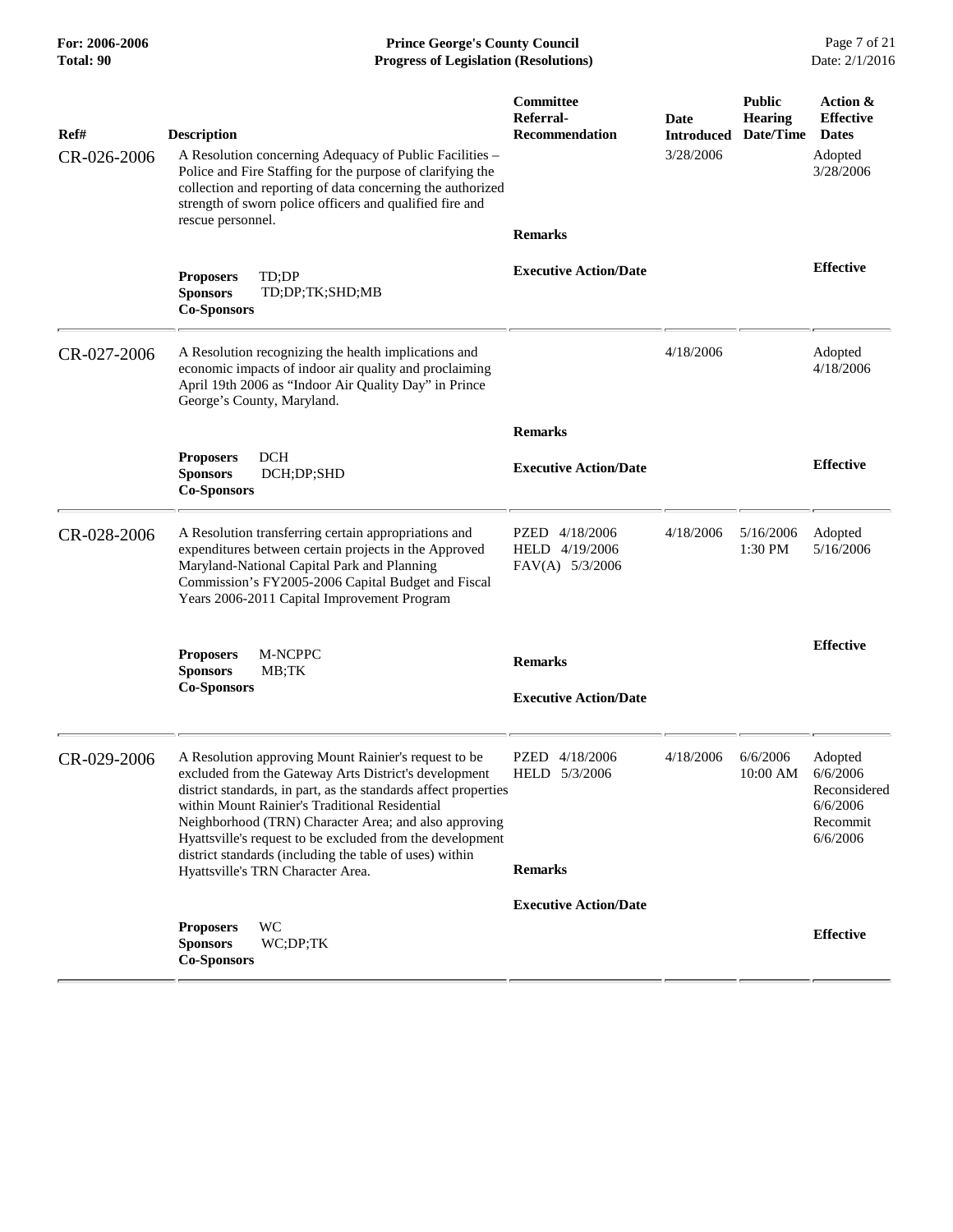| Ref# | Description | Committee Referral-Recommendation | Date Introduced | Public Hearing Date/Time | Action & Effective Dates |
|---|---|---|---|---|---|
| CR-026-2006 | A Resolution concerning Adequacy of Public Facilities – Police and Fire Staffing for the purpose of clarifying the collection and reporting of data concerning the authorized strength of sworn police officers and qualified fire and rescue personnel. | | 3/28/2006 | | Adopted 3/28/2006 |
| | **Proposers** TD;DP<br>**Sponsors** TD;DP;TK;SHD;MB<br>**Co-Sponsors** | **Remarks**<br><br>**Executive Action/Date** | | | **Effective** |
| CR-027-2006 | A Resolution recognizing the health implications and economic impacts of indoor air quality and proclaiming April 19th 2006 as "Indoor Air Quality Day" in Prince George's County, Maryland. | | 4/18/2006 | | Adopted 4/18/2006 |
| | **Proposers** DCH<br>**Sponsors** DCH;DP;SHD<br>**Co-Sponsors** | **Remarks**<br><br>**Executive Action/Date** | | | **Effective** |
| CR-028-2006 | A Resolution transferring certain appropriations and expenditures between certain projects in the Approved Maryland-National Capital Park and Planning Commission's FY2005-2006 Capital Budget and Fiscal Years 2006-2011 Capital Improvement Program | PZED 4/18/2006<br>HELD 4/19/2006<br>FAV(A) 5/3/2006 | 4/18/2006 | 5/16/2006 1:30 PM | Adopted 5/16/2006 |
| | **Proposers** M-NCPPC<br>**Sponsors** MB;TK<br>**Co-Sponsors** | **Remarks**<br><br>**Executive Action/Date** | | | **Effective** |
| CR-029-2006 | A Resolution approving Mount Rainier's request to be excluded from the Gateway Arts District's development district standards, in part, as the standards affect properties within Mount Rainier's Traditional Residential Neighborhood (TRN) Character Area; and also approving Hyattsville's request to be excluded from the development district standards (including the table of uses) within Hyattsville's TRN Character Area. | PZED 4/18/2006<br>HELD 5/3/2006 | 4/18/2006 | 6/6/2006 10:00 AM | Adopted 6/6/2006<br>Reconsidered 6/6/2006<br>Recommit 6/6/2006 |
| | **Proposers** WC<br>**Sponsors** WC;DP;TK<br>**Co-Sponsors** | **Remarks**<br><br>**Executive Action/Date** | | | **Effective** |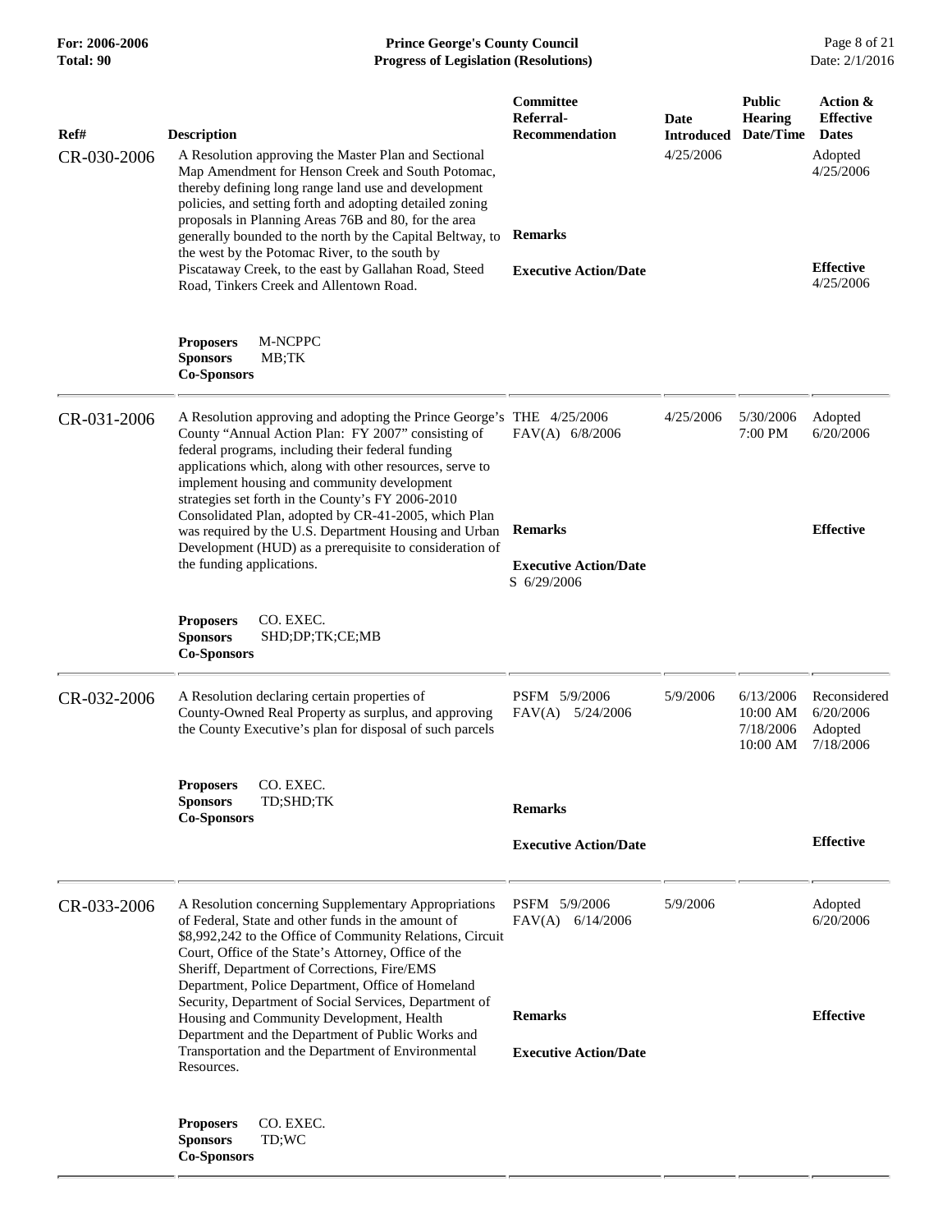| Ref# | Description | Committee Referral-Recommendation | Date Introduced | Public Hearing Date/Time | Action & Effective Dates |
|---|---|---|---|---|---|
| CR-030-2006 | A Resolution approving the Master Plan and Sectional Map Amendment for Henson Creek and South Potomac, thereby defining long range land use and development policies, and setting forth and adopting detailed zoning proposals in Planning Areas 76B and 80, for the area generally bounded to the north by the Capital Beltway, to the west by the Potomac River, to the south by Piscataway Creek, to the east by Gallahan Road, Steed Road, Tinkers Creek and Allentown Road.<br><br>**Proposers** M-NCPPC<br>**Sponsors** MB;TK<br>**Co-Sponsors** | **Remarks**<br><br>**Executive Action/Date** | 4/25/2006 | | Adopted 4/25/2006<br><br>**Effective** 4/25/2006 |
| CR-031-2006 | A Resolution approving and adopting the Prince George's County "Annual Action Plan: FY 2007" consisting of federal programs, including their federal funding applications which, along with other resources, serve to implement housing and community development strategies set forth in the County's FY 2006-2010 Consolidated Plan, adopted by CR-41-2005, which Plan was required by the U.S. Department Housing and Urban Development (HUD) as a prerequisite to consideration of the funding applications.<br><br>**Proposers** CO. EXEC.<br>**Sponsors** SHD;DP;TK;CE;MB<br>**Co-Sponsors** | THE 4/25/2006<br>FAV(A) 6/8/2006<br><br>**Remarks**<br><br>**Executive Action/Date**<br>S 6/29/2006 | 4/25/2006 | 5/30/2006 7:00 PM | Adopted 6/20/2006<br><br>**Effective** |
| CR-032-2006 | A Resolution declaring certain properties of County-Owned Real Property as surplus, and approving the County Executive's plan for disposal of such parcels<br><br>**Proposers** CO. EXEC.<br>**Sponsors** TD;SHD;TK<br>**Co-Sponsors** | PSFM 5/9/2006<br>FAV(A) 5/24/2006<br><br>**Remarks**<br><br>**Executive Action/Date** | 5/9/2006 | 6/13/2006 10:00 AM<br>7/18/2006 10:00 AM | Reconsidered 6/20/2006<br>Adopted 7/18/2006<br><br>**Effective** |
| CR-033-2006 | A Resolution concerning Supplementary Appropriations of Federal, State and other funds in the amount of $8,992,242 to the Office of Community Relations, Circuit Court, Office of the State's Attorney, Office of the Sheriff, Department of Corrections, Fire/EMS Department, Police Department, Office of Homeland Security, Department of Social Services, Department of Housing and Community Development, Health Department and the Department of Public Works and Transportation and the Department of Environmental Resources.<br><br>**Proposers** CO. EXEC.<br>**Sponsors** TD;WC<br>**Co-Sponsors** | PSFM 5/9/2006<br>FAV(A) 6/14/2006<br><br>**Remarks**<br><br>**Executive Action/Date** | 5/9/2006 | | Adopted 6/20/2006<br><br>**Effective** |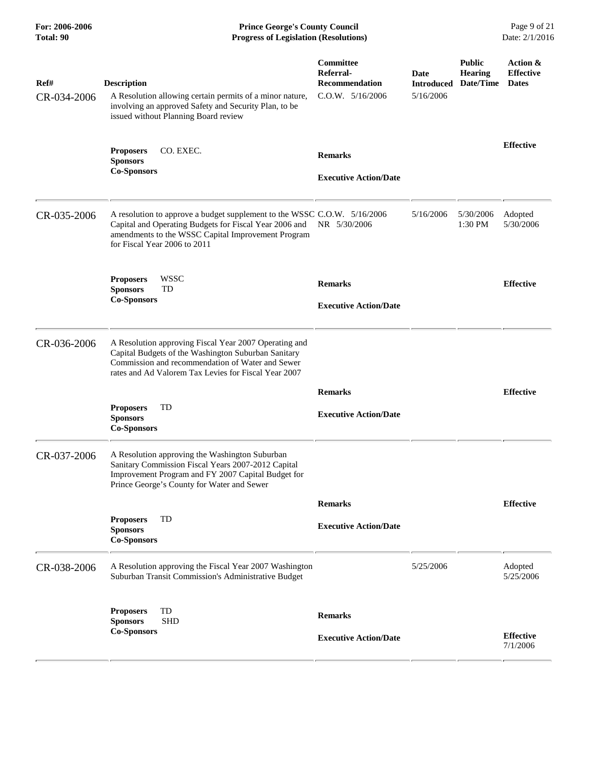**Prince George's County Council**
**Progress of Legislation (Resolutions)**

For: 2006-2006
Total: 90

Date: 2/1/2016

| Ref# | Description | Committee Referral-Recommendation | Date Introduced | Public Hearing Date/Time | Action & Effective Dates |
|---|---|---|---|---|---|
| CR-034-2006 | A Resolution allowing certain permits of a minor nature, involving an approved Safety and Security Plan, to be issued without Planning Board review | C.O.W. 5/16/2006 | 5/16/2006 | | |
| | **Proposers** CO. EXEC.<br>**Sponsors**<br>**Co-Sponsors** | **Remarks**<br><br>**Executive Action/Date** | | | **Effective** |
| CR-035-2006 | A resolution to approve a budget supplement to the WSSC Capital and Operating Budgets for Fiscal Year 2006 and amendments to the WSSC Capital Improvement Program for Fiscal Year 2006 to 2011 | C.O.W. 5/16/2006<br>NR 5/30/2006 | 5/16/2006 | 5/30/2006 1:30 PM | Adopted 5/30/2006 |
| | **Proposers** WSSC<br>**Sponsors** TD<br>**Co-Sponsors** | **Remarks**<br><br>**Executive Action/Date** | | | **Effective** |
| CR-036-2006 | A Resolution approving Fiscal Year 2007 Operating and Capital Budgets of the Washington Suburban Sanitary Commission and recommendation of Water and Sewer rates and Ad Valorem Tax Levies for Fiscal Year 2007 | | | | |
| | **Proposers** TD<br>**Sponsors**<br>**Co-Sponsors** | **Remarks**<br><br>**Executive Action/Date** | | | **Effective** |
| CR-037-2006 | A Resolution approving the Washington Suburban Sanitary Commission Fiscal Years 2007-2012 Capital Improvement Program and FY 2007 Capital Budget for Prince George's County for Water and Sewer | | | | |
| | **Proposers** TD<br>**Sponsors**<br>**Co-Sponsors** | **Remarks**<br><br>**Executive Action/Date** | | | **Effective** |
| CR-038-2006 | A Resolution approving the Fiscal Year 2007 Washington Suburban Transit Commission's Administrative Budget | | 5/25/2006 | | Adopted 5/25/2006 |
| | **Proposers** TD<br>**Sponsors** SHD<br>**Co-Sponsors** | **Remarks**<br><br>**Executive Action/Date** | | | **Effective** 7/1/2006 |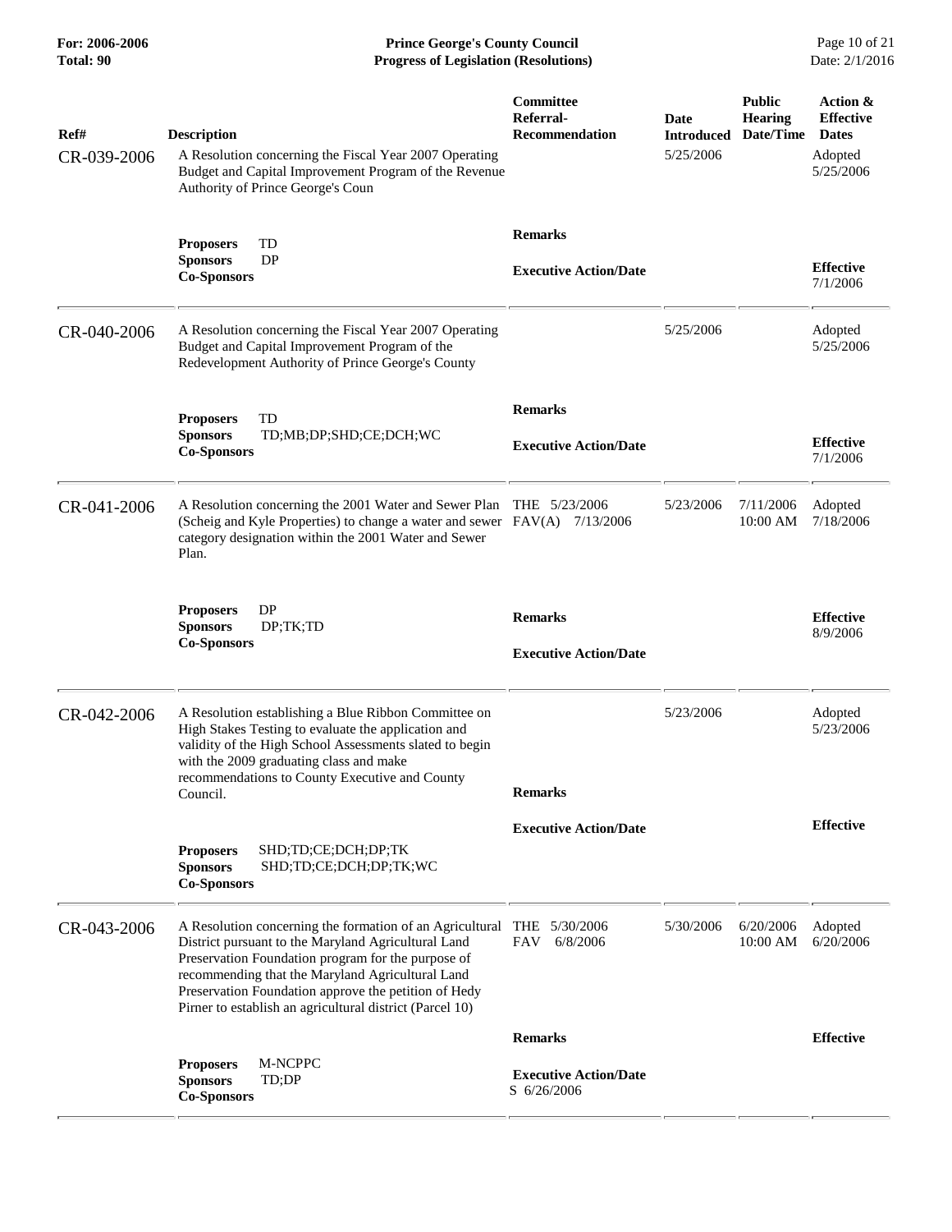| Ref# | Description | Committee Referral-Recommendation | Date Introduced | Public Hearing Date/Time | Action & Effective Dates |
|---|---|---|---|---|---|
| CR-039-2006 | A Resolution concerning the Fiscal Year 2007 Operating Budget and Capital Improvement Program of the Revenue Authority of Prince George's Coun | | 5/25/2006 | | Adopted 5/25/2006 |
| | **Proposers** TD<br>**Sponsors** DP<br>**Co-Sponsors** | **Remarks**<br><br>**Executive Action/Date** | | | **Effective** 7/1/2006 |
| CR-040-2006 | A Resolution concerning the Fiscal Year 2007 Operating Budget and Capital Improvement Program of the Redevelopment Authority of Prince George's County | | 5/25/2006 | | Adopted 5/25/2006 |
| | **Proposers** TD<br>**Sponsors** TD;MB;DP;SHD;CE;DCH;WC<br>**Co-Sponsors** | **Remarks**<br><br>**Executive Action/Date** | | | **Effective** 7/1/2006 |
| CR-041-2006 | A Resolution concerning the 2001 Water and Sewer Plan (Scheig and Kyle Properties) to change a water and sewer category designation within the 2001 Water and Sewer Plan. | THE 5/23/2006<br>FAV(A) 7/13/2006 | 5/23/2006 | 7/11/2006 10:00 AM | Adopted 7/18/2006 |
| | **Proposers** DP<br>**Sponsors** DP;TK;TD<br>**Co-Sponsors** | **Remarks**<br><br>**Executive Action/Date** | | | **Effective** 8/9/2006 |
| CR-042-2006 | A Resolution establishing a Blue Ribbon Committee on High Stakes Testing to evaluate the application and validity of the High School Assessments slated to begin with the 2009 graduating class and make recommendations to County Executive and County Council. | | 5/23/2006 | | Adopted 5/23/2006 |
| | **Proposers** SHD;TD;CE;DCH;DP;TK<br>**Sponsors** SHD;TD;CE;DCH;DP;TK;WC<br>**Co-Sponsors** | **Remarks**<br><br>**Executive Action/Date** | | | **Effective** |
| CR-043-2006 | A Resolution concerning the formation of an Agricultural District pursuant to the Maryland Agricultural Land Preservation Foundation program for the purpose of recommending that the Maryland Agricultural Land Preservation Foundation approve the petition of Hedy Pirner to establish an agricultural district (Parcel 10) | THE 5/30/2006<br>FAV 6/8/2006 | 5/30/2006 | 6/20/2006 10:00 AM | Adopted 6/20/2006 |
| | **Proposers** M-NCPPC<br>**Sponsors** TD;DP<br>**Co-Sponsors** | **Remarks**<br><br>**Executive Action/Date**<br>S 6/26/2006 | | | **Effective** |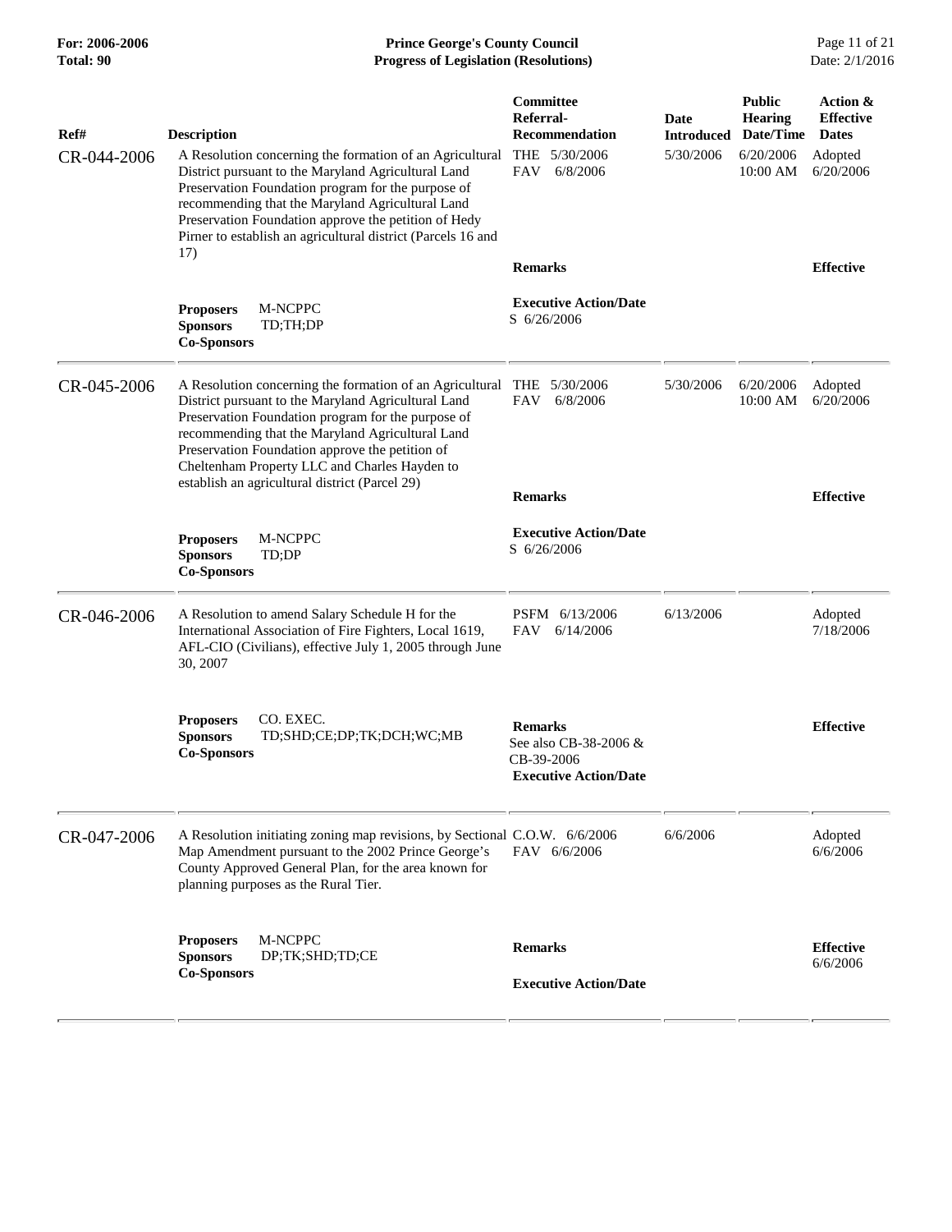| Ref# | Description | Committee Referral-Recommendation | Date Introduced | Public Hearing Date/Time | Action & Effective Dates |
|---|---|---|---|---|---|
| CR-044-2006 | A Resolution concerning the formation of an Agricultural District pursuant to the Maryland Agricultural Land Preservation Foundation program for the purpose of recommending that the Maryland Agricultural Land Preservation Foundation approve the petition of Hedy Pirner to establish an agricultural district (Parcels 16 and 17) | THE 5/30/2006<br>FAV 6/8/2006 | 5/30/2006 | 6/20/2006 10:00 AM | Adopted 6/20/2006 |
| | **Proposers** M-NCPPC<br>**Sponsors** TD;TH;DP<br>**Co-Sponsors** | **Remarks**<br><br>**Executive Action/Date**<br>S 6/26/2006 | | | **Effective** |
| CR-045-2006 | A Resolution concerning the formation of an Agricultural District pursuant to the Maryland Agricultural Land Preservation Foundation program for the purpose of recommending that the Maryland Agricultural Land Preservation Foundation approve the petition of Cheltenham Property LLC and Charles Hayden to establish an agricultural district (Parcel 29) | THE 5/30/2006<br>FAV 6/8/2006 | 5/30/2006 | 6/20/2006 10:00 AM | Adopted 6/20/2006 |
| | **Proposers** M-NCPPC<br>**Sponsors** TD;DP<br>**Co-Sponsors** | **Remarks**<br><br>**Executive Action/Date**<br>S 6/26/2006 | | | **Effective** |
| CR-046-2006 | A Resolution to amend Salary Schedule H for the International Association of Fire Fighters, Local 1619, AFL-CIO (Civilians), effective July 1, 2005 through June 30, 2007 | PSFM 6/13/2006<br>FAV 6/14/2006 | 6/13/2006 | | Adopted 7/18/2006 |
| | **Proposers** CO. EXEC.<br>**Sponsors** TD;SHD;CE;DP;TK;DCH;WC;MB<br>**Co-Sponsors** | **Remarks**<br>See also CB-38-2006 & CB-39-2006<br>**Executive Action/Date** | | | **Effective** |
| CR-047-2006 | A Resolution initiating zoning map revisions, by Sectional Map Amendment pursuant to the 2002 Prince George's County Approved General Plan, for the area known for planning purposes as the Rural Tier. | C.O.W. 6/6/2006<br>FAV 6/6/2006 | 6/6/2006 | | Adopted 6/6/2006 |
| | **Proposers** M-NCPPC<br>**Sponsors** DP;TK;SHD;TD;CE<br>**Co-Sponsors** | **Remarks**<br><br>**Executive Action/Date** | | | **Effective** 6/6/2006 |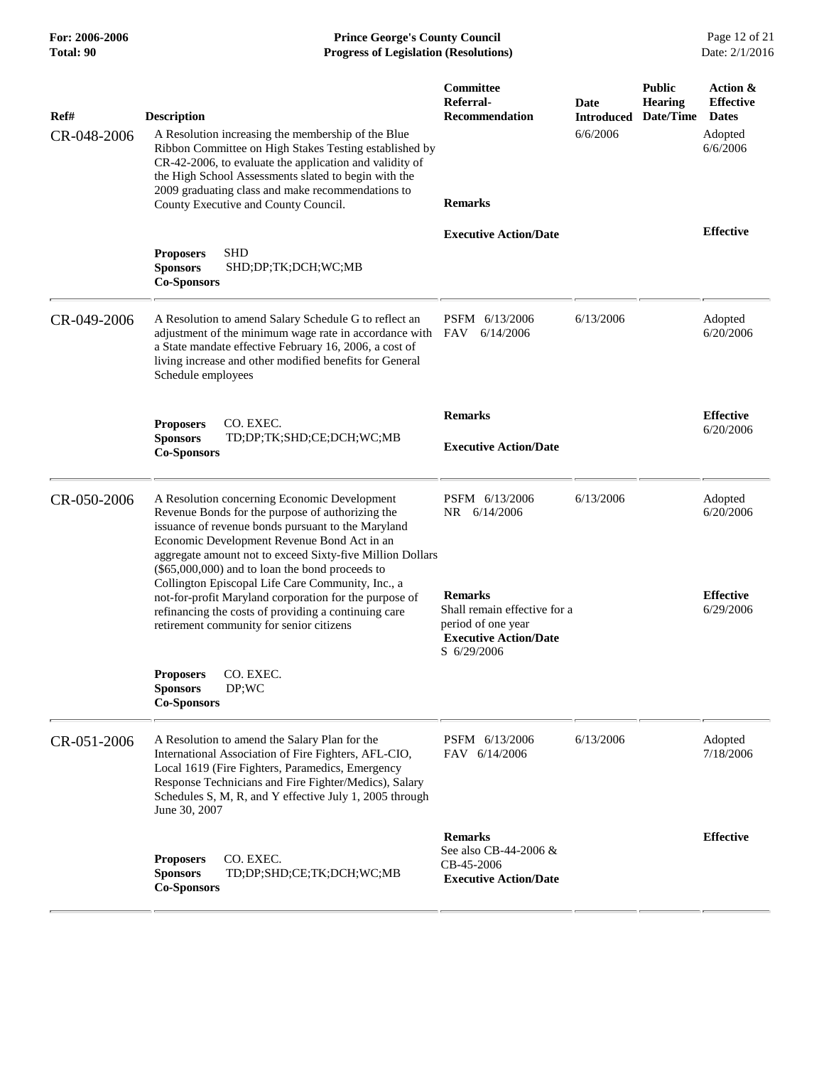| Ref# | Description | Committee Referral-Recommendation | Date Introduced | Public Hearing Date/Time | Action & Effective Dates |
|---|---|---|---|---|---|
| CR-048-2006 | A Resolution increasing the membership of the Blue Ribbon Committee on High Stakes Testing established by CR-42-2006, to evaluate the application and validity of the High School Assessments slated to begin with the 2009 graduating class and make recommendations to County Executive and County Council. | | 6/6/2006 | | Adopted 6/6/2006 |
| | **Proposers** SHD<br>**Sponsors** SHD;DP;TK;DCH;WC;MB<br>**Co-Sponsors** | **Remarks**<br><br>**Executive Action/Date** | | | **Effective** |
| CR-049-2006 | A Resolution to amend Salary Schedule G to reflect an adjustment of the minimum wage rate in accordance with a State mandate effective February 16, 2006, a cost of living increase and other modified benefits for General Schedule employees | PSFM 6/13/2006<br>FAV 6/14/2006 | 6/13/2006 | | Adopted 6/20/2006 |
| | **Proposers** CO. EXEC.<br>**Sponsors** TD;DP;TK;SHD;CE;DCH;WC;MB<br>**Co-Sponsors** | **Remarks**<br><br>**Executive Action/Date** | | | **Effective** 6/20/2006 |
| CR-050-2006 | A Resolution concerning Economic Development Revenue Bonds for the purpose of authorizing the issuance of revenue bonds pursuant to the Maryland Economic Development Revenue Bond Act in an aggregate amount not to exceed Sixty-five Million Dollars ($65,000,000) and to loan the bond proceeds to Collington Episcopal Life Care Community, Inc., a not-for-profit Maryland corporation for the purpose of refinancing the costs of providing a continuing care retirement community for senior citizens | PSFM 6/13/2006<br>NR 6/14/2006 | 6/13/2006 | | Adopted 6/20/2006 |
| | **Proposers** CO. EXEC.<br>**Sponsors** DP;WC<br>**Co-Sponsors** | **Remarks**<br>Shall remain effective for a period of one year<br>**Executive Action/Date**<br>S 6/29/2006 | | | **Effective** 6/29/2006 |
| CR-051-2006 | A Resolution to amend the Salary Plan for the International Association of Fire Fighters, AFL-CIO, Local 1619 (Fire Fighters, Paramedics, Emergency Response Technicians and Fire Fighter/Medics), Salary Schedules S, M, R, and Y effective July 1, 2005 through June 30, 2007 | PSFM 6/13/2006<br>FAV 6/14/2006 | 6/13/2006 | | Adopted 7/18/2006 |
| | **Proposers** CO. EXEC.<br>**Sponsors** TD;DP;SHD;CE;TK;DCH;WC;MB<br>**Co-Sponsors** | **Remarks**<br>See also CB-44-2006 & CB-45-2006<br>**Executive Action/Date** | | | **Effective** |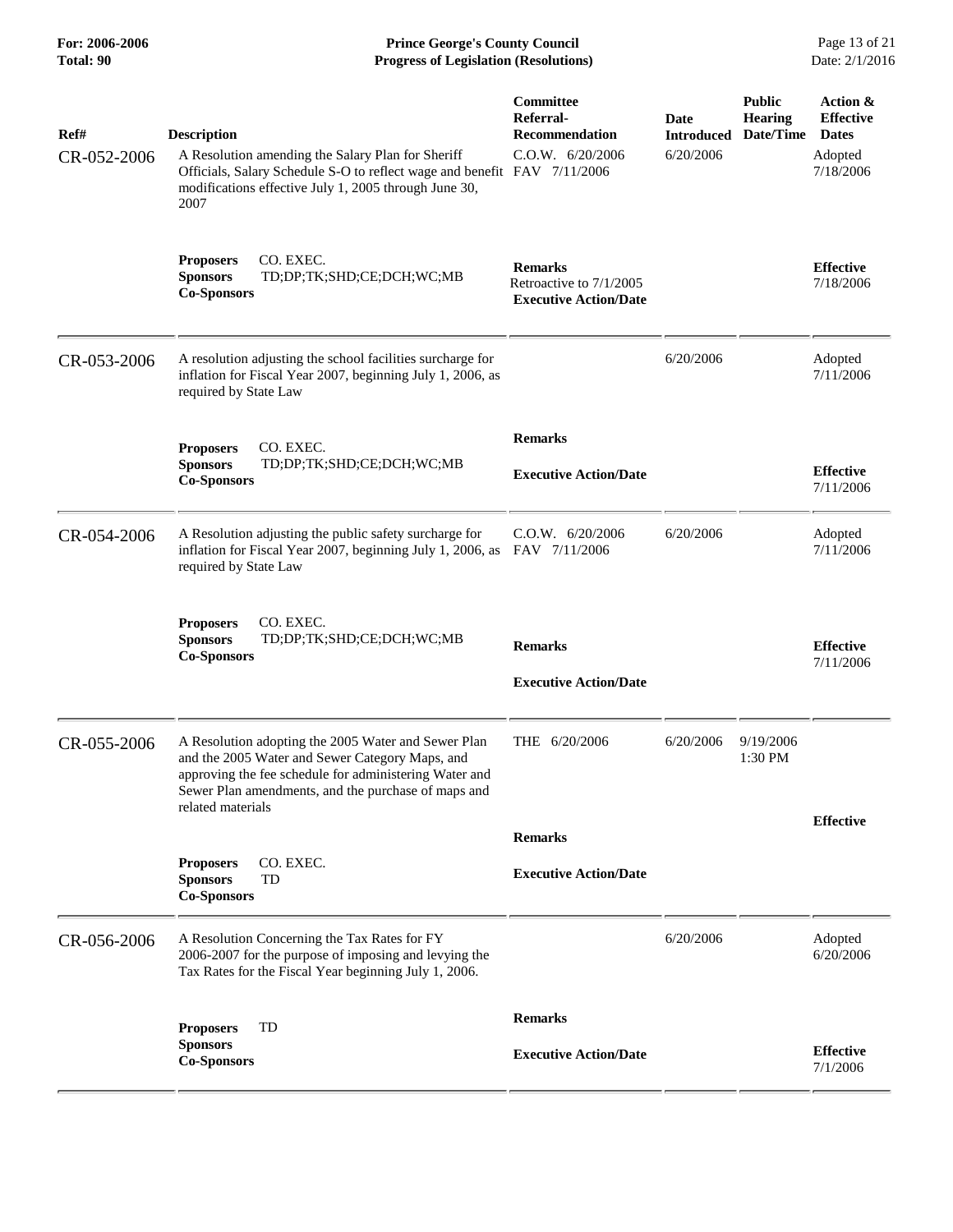| Ref# | Description | Committee Referral-Recommendation | Date Introduced | Public Hearing Date/Time | Action & Effective Dates |
|---|---|---|---|---|---|
| CR-052-2006 | A Resolution amending the Salary Plan for Sheriff Officials, Salary Schedule S-O to reflect wage and benefit modifications effective July 1, 2005 through June 30, 2007 | C.O.W. 6/20/2006<br>FAV 7/11/2006 | 6/20/2006 | | Adopted 7/18/2006 |
| | **Proposers** CO. EXEC.<br>**Sponsors** TD;DP;TK;SHD;CE;DCH;WC;MB<br>**Co-Sponsors** | **Remarks**<br>Retroactive to 7/1/2005<br>**Executive Action/Date** | | | **Effective** 7/18/2006 |
| CR-053-2006 | A resolution adjusting the school facilities surcharge for inflation for Fiscal Year 2007, beginning July 1, 2006, as required by State Law | | 6/20/2006 | | Adopted 7/11/2006 |
| | **Proposers** CO. EXEC.<br>**Sponsors** TD;DP;TK;SHD;CE;DCH;WC;MB<br>**Co-Sponsors** | **Remarks**<br>**Executive Action/Date** | | | **Effective** 7/11/2006 |
| CR-054-2006 | A Resolution adjusting the public safety surcharge for inflation for Fiscal Year 2007, beginning July 1, 2006, as required by State Law | C.O.W. 6/20/2006<br>FAV 7/11/2006 | 6/20/2006 | | Adopted 7/11/2006 |
| | **Proposers** CO. EXEC.<br>**Sponsors** TD;DP;TK;SHD;CE;DCH;WC;MB<br>**Co-Sponsors** | **Remarks**<br>**Executive Action/Date** | | | **Effective** 7/11/2006 |
| CR-055-2006 | A Resolution adopting the 2005 Water and Sewer Plan and the 2005 Water and Sewer Category Maps, and approving the fee schedule for administering Water and Sewer Plan amendments, and the purchase of maps and related materials | THE 6/20/2006 | 6/20/2006 | 9/19/2006 1:30 PM | |
| | **Proposers** CO. EXEC.<br>**Sponsors** TD<br>**Co-Sponsors** | **Remarks**<br>**Executive Action/Date** | | | **Effective** |
| CR-056-2006 | A Resolution Concerning the Tax Rates for FY 2006-2007 for the purpose of imposing and levying the Tax Rates for the Fiscal Year beginning July 1, 2006. | | 6/20/2006 | | Adopted 6/20/2006 |
| | **Proposers** TD<br>**Sponsors**<br>**Co-Sponsors** | **Remarks**<br>**Executive Action/Date** | | | **Effective** 7/1/2006 |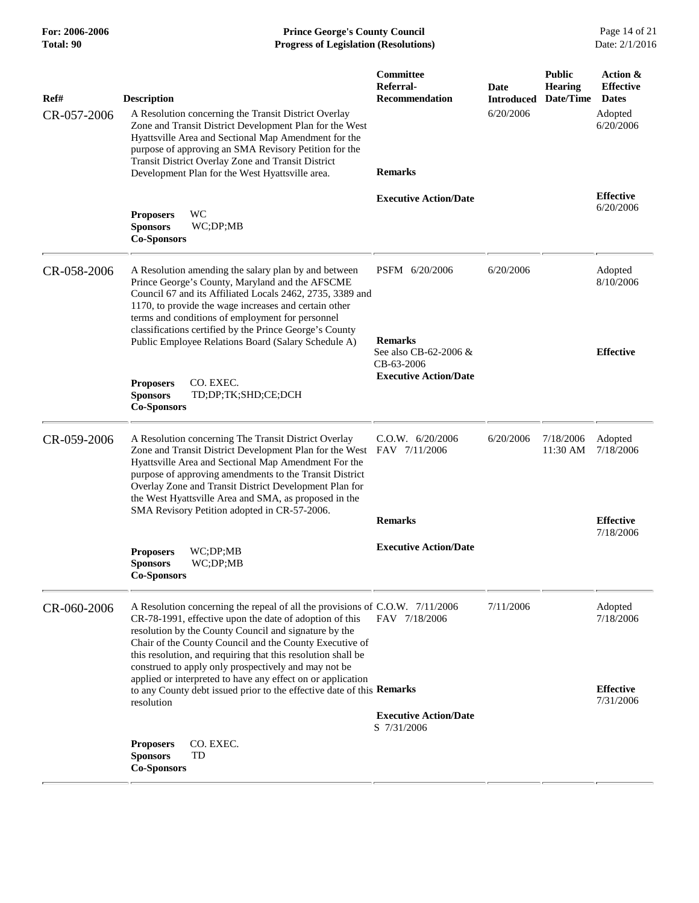| Ref# | Description | Committee Referral-Recommendation | Date Introduced | Public Hearing Date/Time | Action & Effective Dates |
|---|---|---|---|---|---|
| CR-057-2006 | A Resolution concerning the Transit District Overlay Zone and Transit District Development Plan for the West Hyattsville Area and Sectional Map Amendment for the purpose of approving an SMA Revisory Petition for the Transit District Overlay Zone and Transit District Development Plan for the West Hyattsville area. | | 6/20/2006 | | Adopted 6/20/2006 |
| | | **Remarks** | | | |
| | **Proposers** WC<br>**Sponsors** WC;DP;MB<br>**Co-Sponsors** | **Executive Action/Date** | | | **Effective** 6/20/2006 |
| CR-058-2006 | A Resolution amending the salary plan by and between Prince George's County, Maryland and the AFSCME Council 67 and its Affiliated Locals 2462, 2735, 3389 and 1170, to provide the wage increases and certain other terms and conditions of employment for personnel classifications certified by the Prince George's County Public Employee Relations Board (Salary Schedule A) | PSFM 6/20/2006 | 6/20/2006 | | Adopted 8/10/2006 |
| | | **Remarks**<br>See also CB-62-2006 & CB-63-2006 | | | **Effective** |
| | **Proposers** CO. EXEC.<br>**Sponsors** TD;DP;TK;SHD;CE;DCH<br>**Co-Sponsors** | **Executive Action/Date** | | | |
| CR-059-2006 | A Resolution concerning The Transit District Overlay Zone and Transit District Development Plan for the West Hyattsville Area and Sectional Map Amendment For the purpose of approving amendments to the Transit District Overlay Zone and Transit District Development Plan for the West Hyattsville Area and SMA, as proposed in the SMA Revisory Petition adopted in CR-57-2006. | C.O.W. 6/20/2006<br>FAV 7/11/2006 | 6/20/2006 | 7/18/2006 11:30 AM | Adopted 7/18/2006 |
| | | **Remarks** | | | **Effective** 7/18/2006 |
| | **Proposers** WC;DP;MB<br>**Sponsors** WC;DP;MB<br>**Co-Sponsors** | **Executive Action/Date** | | | |
| CR-060-2006 | A Resolution concerning the repeal of all the provisions of CR-78-1991, effective upon the date of adoption of this resolution by the County Council and signature by the Chair of the County Council and the County Executive of this resolution, and requiring that this resolution shall be construed to apply only prospectively and may not be applied or interpreted to have any effect on or application to any County debt issued prior to the effective date of this resolution | C.O.W. 7/11/2006<br>FAV 7/18/2006 | 7/11/2006 | | Adopted 7/18/2006 |
| | | **Remarks** | | | **Effective** 7/31/2006 |
| | **Proposers** CO. EXEC.<br>**Sponsors** TD<br>**Co-Sponsors** | **Executive Action/Date**<br>S 7/31/2006 | | | |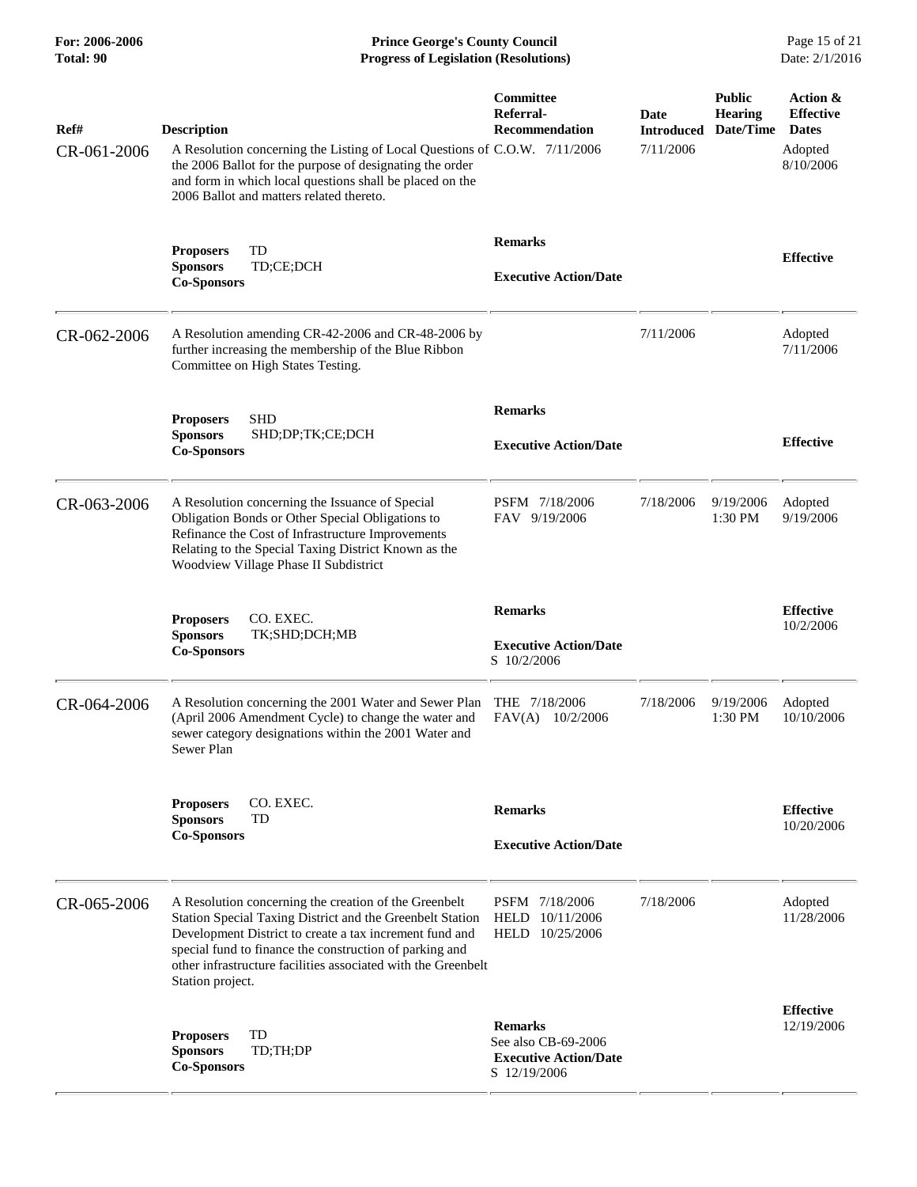| Ref# | Description | Committee Referral-Recommendation | Date Introduced | Public Hearing Date/Time | Action & Effective Dates |
|---|---|---|---|---|---|
| CR-061-2006 | A Resolution concerning the Listing of Local Questions of the 2006 Ballot for the purpose of designating the order and form in which local questions shall be placed on the 2006 Ballot and matters related thereto. | C.O.W. 7/11/2006 | 7/11/2006 | | Adopted 8/10/2006 |
| | **Proposers** TD<br>**Sponsors** TD;CE;DCH<br>**Co-Sponsors** | **Remarks**<br><br>**Executive Action/Date** | | | **Effective** |
| CR-062-2006 | A Resolution amending CR-42-2006 and CR-48-2006 by further increasing the membership of the Blue Ribbon Committee on High States Testing. | | 7/11/2006 | | Adopted 7/11/2006 |
| | **Proposers** SHD<br>**Sponsors** SHD;DP;TK;CE;DCH<br>**Co-Sponsors** | **Remarks**<br><br>**Executive Action/Date** | | | **Effective** |
| CR-063-2006 | A Resolution concerning the Issuance of Special Obligation Bonds or Other Special Obligations to Refinance the Cost of Infrastructure Improvements Relating to the Special Taxing District Known as the Woodview Village Phase II Subdistrict | PSFM 7/18/2006<br>FAV 9/19/2006 | 7/18/2006 | 9/19/2006 1:30 PM | Adopted 9/19/2006 |
| | **Proposers** CO. EXEC.<br>**Sponsors** TK;SHD;DCH;MB<br>**Co-Sponsors** | **Remarks**<br><br>**Executive Action/Date**<br>S 10/2/2006 | | | **Effective** 10/2/2006 |
| CR-064-2006 | A Resolution concerning the 2001 Water and Sewer Plan (April 2006 Amendment Cycle) to change the water and sewer category designations within the 2001 Water and Sewer Plan | THE 7/18/2006<br>FAV(A) 10/2/2006 | 7/18/2006 | 9/19/2006 1:30 PM | Adopted 10/10/2006 |
| | **Proposers** CO. EXEC.<br>**Sponsors** TD<br>**Co-Sponsors** | **Remarks**<br><br>**Executive Action/Date** | | | **Effective** 10/20/2006 |
| CR-065-2006 | A Resolution concerning the creation of the Greenbelt Station Special Taxing District and the Greenbelt Station Development District to create a tax increment fund and special fund to finance the construction of parking and other infrastructure facilities associated with the Greenbelt Station project. | PSFM 7/18/2006<br>HELD 10/11/2006<br>HELD 10/25/2006 | 7/18/2006 | | Adopted 11/28/2006 |
| | **Proposers** TD<br>**Sponsors** TD;TH;DP<br>**Co-Sponsors** | **Remarks**<br>See also CB-69-2006<br>**Executive Action/Date**<br>S 12/19/2006 | | | **Effective** 12/19/2006 |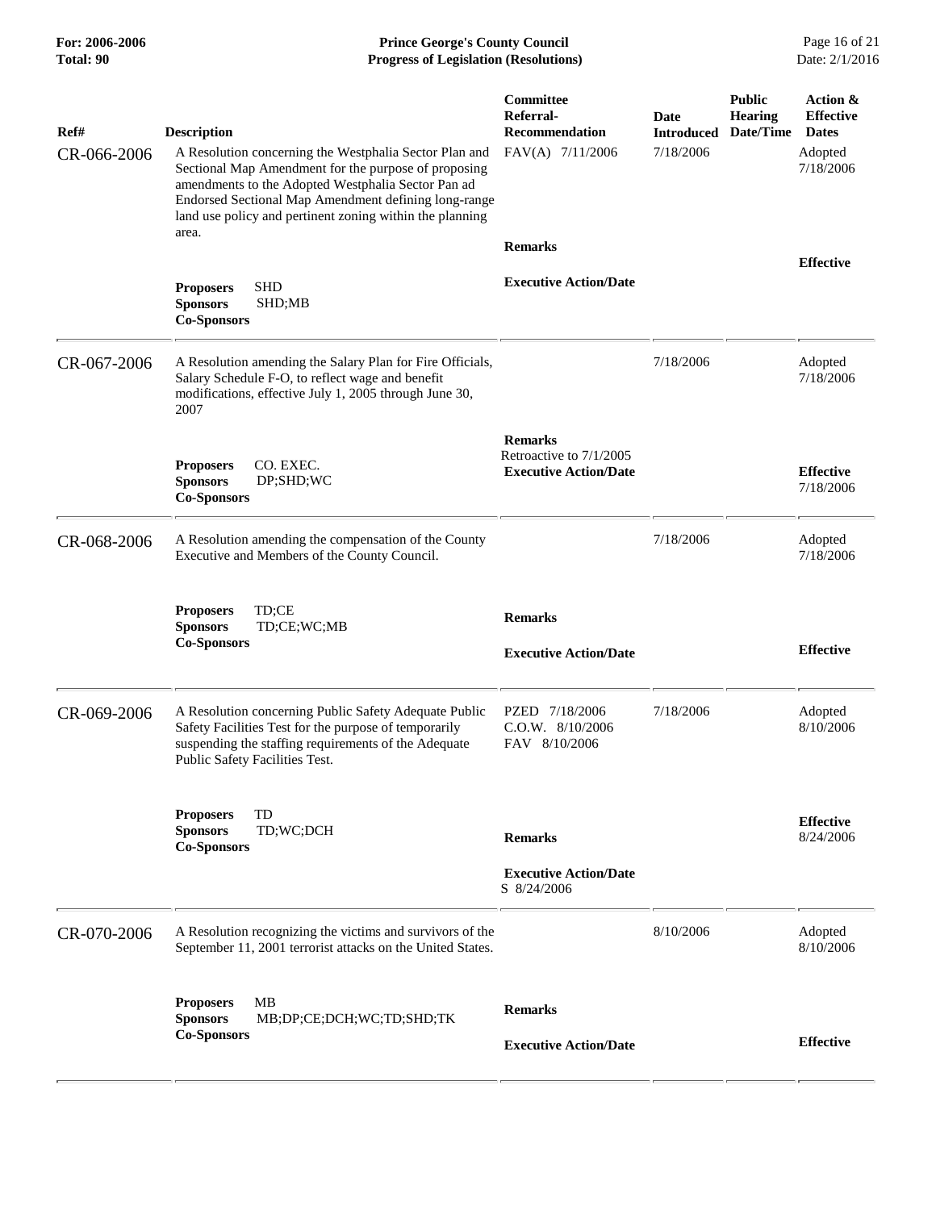| Ref# | Description | Committee Referral-Recommendation | Date Introduced | Public Hearing Date/Time | Action & Effective Dates |
|---|---|---|---|---|---|
| CR-066-2006 | A Resolution concerning the Westphalia Sector Plan and Sectional Map Amendment for the purpose of proposing amendments to the Adopted Westphalia Sector Pan ad Endorsed Sectional Map Amendment defining long-range land use policy and pertinent zoning within the planning area.<br><br>**Proposers** SHD<br>**Sponsors** SHD;MB<br>**Co-Sponsors** | FAV(A) 7/11/2006<br><br>**Remarks**<br><br>**Executive Action/Date** | 7/18/2006 | | Adopted 7/18/2006<br><br>**Effective** |
| CR-067-2006 | A Resolution amending the Salary Plan for Fire Officials, Salary Schedule F-O, to reflect wage and benefit modifications, effective July 1, 2005 through June 30, 2007<br><br>**Proposers** CO. EXEC.<br>**Sponsors** DP;SHD;WC<br>**Co-Sponsors** | **Remarks**<br>Retroactive to 7/1/2005<br>**Executive Action/Date** | 7/18/2006 | | Adopted 7/18/2006<br><br>**Effective** 7/18/2006 |
| CR-068-2006 | A Resolution amending the compensation of the County Executive and Members of the County Council.<br><br>**Proposers** TD;CE<br>**Sponsors** TD;CE;WC;MB<br>**Co-Sponsors** | **Remarks**<br><br>**Executive Action/Date** | 7/18/2006 | | Adopted 7/18/2006<br><br>**Effective** |
| CR-069-2006 | A Resolution concerning Public Safety Adequate Public Safety Facilities Test for the purpose of temporarily suspending the staffing requirements of the Adequate Public Safety Facilities Test.<br><br>**Proposers** TD<br>**Sponsors** TD;WC;DCH<br>**Co-Sponsors** | PZED 7/18/2006<br>C.O.W. 8/10/2006<br>FAV 8/10/2006<br><br>**Remarks**<br><br>**Executive Action/Date**<br>S 8/24/2006 | 7/18/2006 | | Adopted 8/10/2006<br><br>**Effective** 8/24/2006 |
| CR-070-2006 | A Resolution recognizing the victims and survivors of the September 11, 2001 terrorist attacks on the United States.<br><br>**Proposers** MB<br>**Sponsors** MB;DP;CE;DCH;WC;TD;SHD;TK<br>**Co-Sponsors** | **Remarks**<br><br>**Executive Action/Date** | 8/10/2006 | | Adopted 8/10/2006<br><br>**Effective** |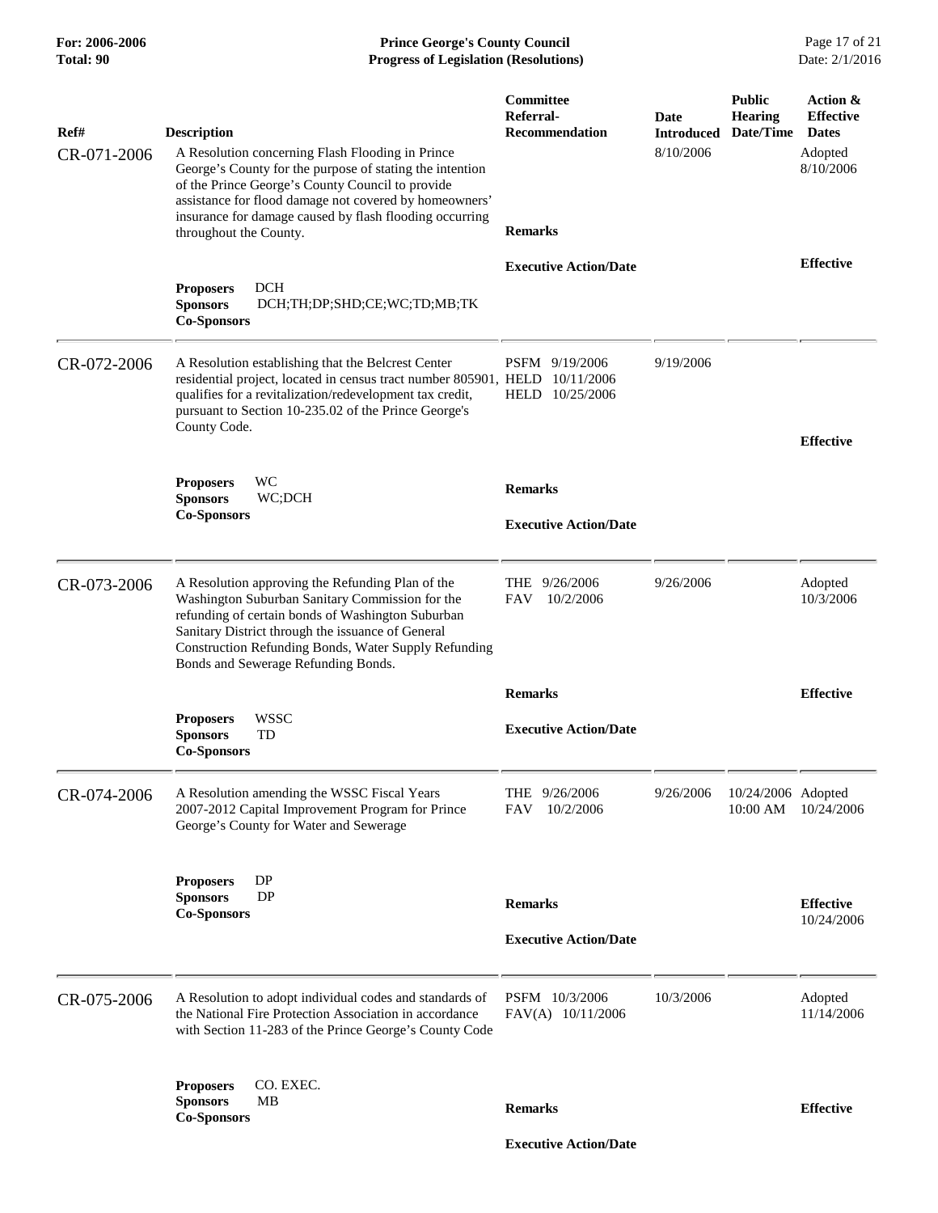| Ref# | Description | Committee Referral-Recommendation | Date Introduced | Public Hearing Date/Time | Action & Effective Dates |
|---|---|---|---|---|---|
| CR-071-2006 | A Resolution concerning Flash Flooding in Prince George's County for the purpose of stating the intention of the Prince George's County Council to provide assistance for flood damage not covered by homeowners' insurance for damage caused by flash flooding occurring throughout the County.<br>**Proposers** DCH<br>**Sponsors** DCH;TH;DP;SHD;CE;WC;TD;MB;TK<br>**Co-Sponsors** | **Remarks**<br>**Executive Action/Date** | 8/10/2006 | | Adopted 8/10/2006<br>**Effective** |
| CR-072-2006 | A Resolution establishing that the Belcrest Center residential project, located in census tract number 805901, qualifies for a revitalization/redevelopment tax credit, pursuant to Section 10-235.02 of the Prince George's County Code.<br>**Proposers** WC<br>**Sponsors** WC;DCH<br>**Co-Sponsors** | PSFM 9/19/2006<br>HELD 10/11/2006<br>HELD 10/25/2006<br>**Remarks**<br>**Executive Action/Date** | 9/19/2006 | | **Effective** |
| CR-073-2006 | A Resolution approving the Refunding Plan of the Washington Suburban Sanitary Commission for the refunding of certain bonds of Washington Suburban Sanitary District through the issuance of General Construction Refunding Bonds, Water Supply Refunding Bonds and Sewerage Refunding Bonds.<br>**Proposers** WSSC<br>**Sponsors** TD<br>**Co-Sponsors** | THE 9/26/2006<br>FAV 10/2/2006<br>**Remarks**<br>**Executive Action/Date** | 9/26/2006 | | Adopted 10/3/2006<br>**Effective** |
| CR-074-2006 | A Resolution amending the WSSC Fiscal Years 2007-2012 Capital Improvement Program for Prince George's County for Water and Sewerage<br>**Proposers** DP<br>**Sponsors** DP<br>**Co-Sponsors** | THE 9/26/2006<br>FAV 10/2/2006<br>**Remarks**<br>**Executive Action/Date** | 9/26/2006 | 10/24/2006 10:00 AM | Adopted 10/24/2006<br>**Effective** 10/24/2006 |
| CR-075-2006 | A Resolution to adopt individual codes and standards of the National Fire Protection Association in accordance with Section 11-283 of the Prince George's County Code<br>**Proposers** CO. EXEC.<br>**Sponsors** MB<br>**Co-Sponsors** | PSFM 10/3/2006<br>FAV(A) 10/11/2006<br>**Remarks**<br>**Executive Action/Date** | 10/3/2006 | | Adopted 11/14/2006<br>**Effective** |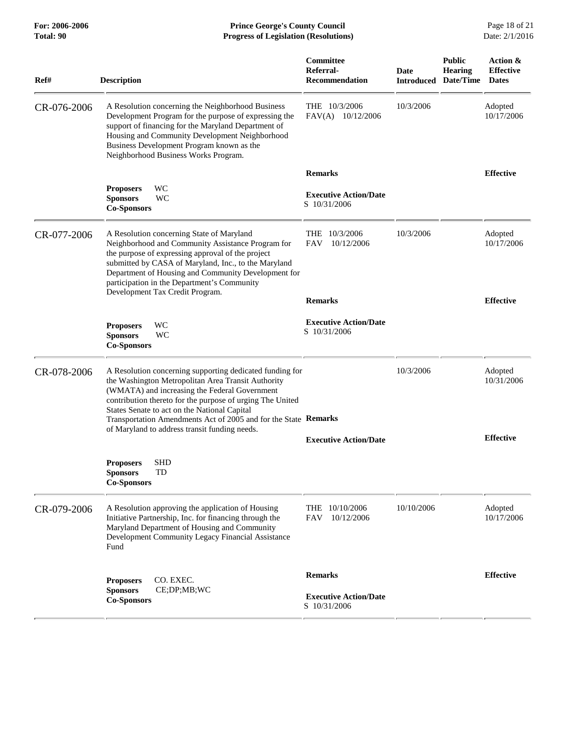| Ref# | Description | Committee Referral-Recommendation | Date Introduced | Public Hearing Date/Time | Action & Effective Dates |
|---|---|---|---|---|---|
| CR-076-2006 | A Resolution concerning the Neighborhood Business Development Program for the purpose of expressing the support of financing for the Maryland Department of Housing and Community Development Neighborhood Business Development Program known as the Neighborhood Business Works Program. | THE 10/3/2006<br>FAV(A) 10/12/2006 | 10/3/2006 | | Adopted 10/17/2006 |
| | **Proposers** WC<br>**Sponsors** WC<br>**Co-Sponsors** | **Remarks**<br><br>**Executive Action/Date**<br>S 10/31/2006 | | | **Effective** |
| CR-077-2006 | A Resolution concerning State of Maryland Neighborhood and Community Assistance Program for the purpose of expressing approval of the project submitted by CASA of Maryland, Inc., to the Maryland Department of Housing and Community Development for participation in the Department's Community Development Tax Credit Program. | THE 10/3/2006<br>FAV 10/12/2006 | 10/3/2006 | | Adopted 10/17/2006 |
| | **Proposers** WC<br>**Sponsors** WC<br>**Co-Sponsors** | **Remarks**<br><br>**Executive Action/Date**<br>S 10/31/2006 | | | **Effective** |
| CR-078-2006 | A Resolution concerning supporting dedicated funding for the Washington Metropolitan Area Transit Authority (WMATA) and increasing the Federal Government contribution thereto for the purpose of urging The United States Senate to act on the National Capital Transportation Amendments Act of 2005 and for the State of Maryland to address transit funding needs. | | 10/3/2006 | | Adopted 10/31/2006 |
| | **Proposers** SHD<br>**Sponsors** TD<br>**Co-Sponsors** | **Remarks**<br><br>**Executive Action/Date** | | | **Effective** |
| CR-079-2006 | A Resolution approving the application of Housing Initiative Partnership, Inc. for financing through the Maryland Department of Housing and Community Development Community Legacy Financial Assistance Fund | THE 10/10/2006<br>FAV 10/12/2006 | 10/10/2006 | | Adopted 10/17/2006 |
| | **Proposers** CO. EXEC.<br>**Sponsors** CE;DP;MB;WC<br>**Co-Sponsors** | **Remarks**<br><br>**Executive Action/Date**<br>S 10/31/2006 | | | **Effective** |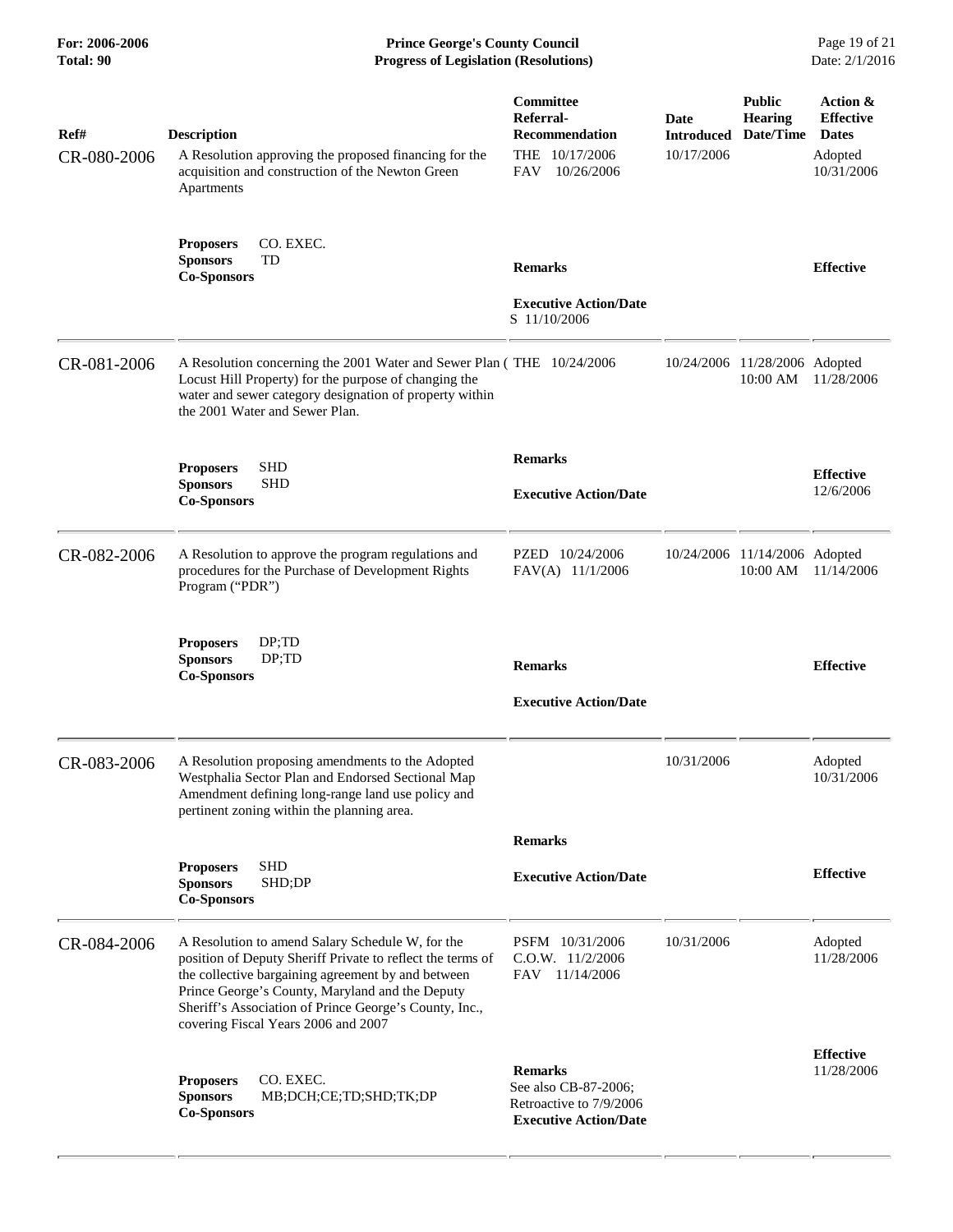| Ref# | Description | Committee Referral-Recommendation | Date Introduced | Public Hearing Date/Time | Action & Effective Dates |
|---|---|---|---|---|---|
| CR-080-2006 | A Resolution approving the proposed financing for the acquisition and construction of the Newton Green Apartments | THE 10/17/2006<br>FAV 10/26/2006 | 10/17/2006 | | Adopted<br>10/31/2006 |
| | **Proposers** CO. EXEC.<br>**Sponsors** TD<br>**Co-Sponsors** | **Remarks**<br><br>**Executive Action/Date**<br>S 11/10/2006 | | | **Effective** |
| CR-081-2006 | A Resolution concerning the 2001 Water and Sewer Plan ( Locust Hill Property) for the purpose of changing the water and sewer category designation of property within the 2001 Water and Sewer Plan. | THE 10/24/2006 | 10/24/2006 | 11/28/2006<br>10:00 AM | Adopted<br>11/28/2006 |
| | **Proposers** SHD<br>**Sponsors** SHD<br>**Co-Sponsors** | **Remarks**<br><br>**Executive Action/Date** | | | **Effective**<br>12/6/2006 |
| CR-082-2006 | A Resolution to approve the program regulations and procedures for the Purchase of Development Rights Program ("PDR") | PZED 10/24/2006<br>FAV(A) 11/1/2006 | 10/24/2006 | 11/14/2006<br>10:00 AM | Adopted<br>11/14/2006 |
| | **Proposers** DP;TD<br>**Sponsors** DP;TD<br>**Co-Sponsors** | **Remarks**<br><br>**Executive Action/Date** | | | **Effective** |
| CR-083-2006 | A Resolution proposing amendments to the Adopted Westphalia Sector Plan and Endorsed Sectional Map Amendment defining long-range land use policy and pertinent zoning within the planning area. | | 10/31/2006 | | Adopted<br>10/31/2006 |
| | **Proposers** SHD<br>**Sponsors** SHD;DP<br>**Co-Sponsors** | **Remarks**<br><br>**Executive Action/Date** | | | **Effective** |
| CR-084-2006 | A Resolution to amend Salary Schedule W, for the position of Deputy Sheriff Private to reflect the terms of the collective bargaining agreement by and between Prince George's County, Maryland and the Deputy Sheriff's Association of Prince George's County, Inc., covering Fiscal Years 2006 and 2007 | PSFM 10/31/2006<br>C.O.W. 11/2/2006<br>FAV 11/14/2006 | 10/31/2006 | | Adopted<br>11/28/2006 |
| | **Proposers** CO. EXEC.<br>**Sponsors** MB;DCH;CE;TD;SHD;TK;DP<br>**Co-Sponsors** | **Remarks**<br>See also CB-87-2006; Retroactive to 7/9/2006<br>**Executive Action/Date** | | | **Effective**<br>11/28/2006 |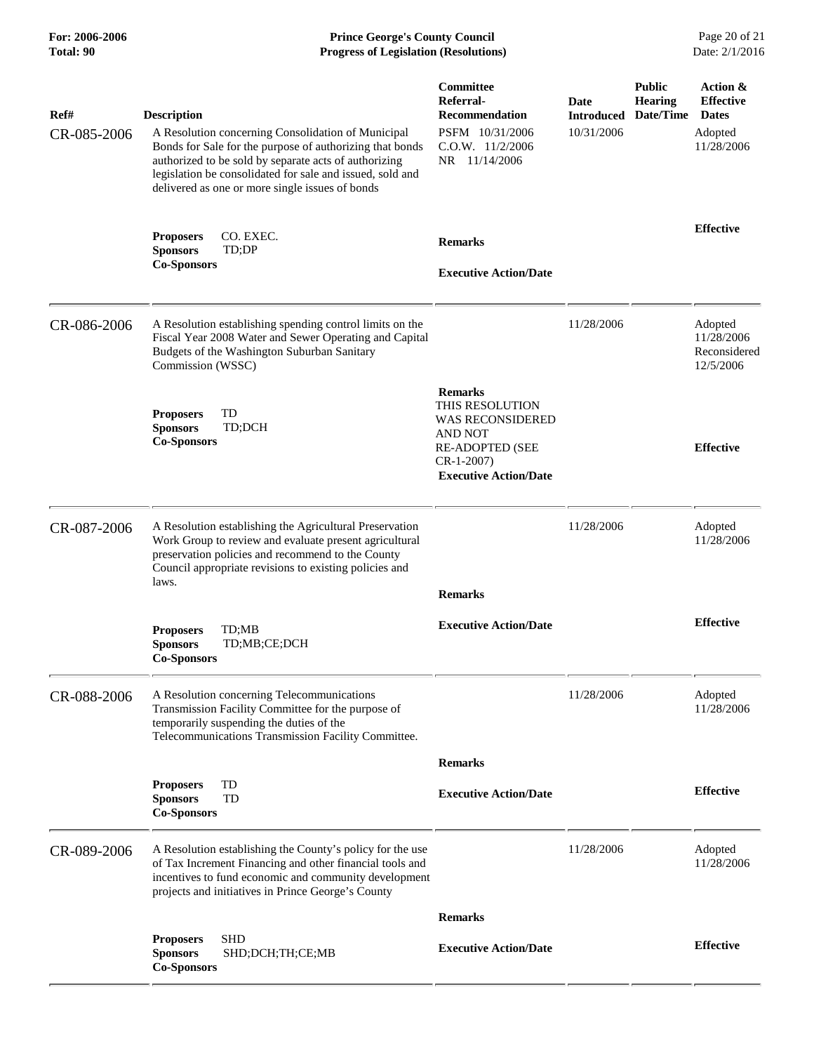| Ref# | Description | Committee Referral-Recommendation | Date Introduced | Public Hearing Date/Time | Action & Effective Dates |
|---|---|---|---|---|---|
| CR-085-2006 | A Resolution concerning Consolidation of Municipal Bonds for Sale for the purpose of authorizing that bonds authorized to be sold by separate acts of authorizing legislation be consolidated for sale and issued, sold and delivered as one or more single issues of bonds | PSFM 10/31/2006<br>C.O.W. 11/2/2006<br>NR 11/14/2006 | 10/31/2006 | | Adopted 11/28/2006 |
| | **Proposers** CO. EXEC.<br>**Sponsors** TD;DP<br>**Co-Sponsors** | **Remarks**<br><br>**Executive Action/Date** | | | **Effective** |
| CR-086-2006 | A Resolution establishing spending control limits on the Fiscal Year 2008 Water and Sewer Operating and Capital Budgets of the Washington Suburban Sanitary Commission (WSSC) | | 11/28/2006 | | Adopted 11/28/2006<br>Reconsidered 12/5/2006 |
| | **Proposers** TD<br>**Sponsors** TD;DCH<br>**Co-Sponsors** | **Remarks**<br>THIS RESOLUTION WAS RECONSIDERED AND NOT RE-ADOPTED (SEE CR-1-2007)<br>**Executive Action/Date** | | | **Effective** |
| CR-087-2006 | A Resolution establishing the Agricultural Preservation Work Group to review and evaluate present agricultural preservation policies and recommend to the County Council appropriate revisions to existing policies and laws. | | 11/28/2006 | | Adopted 11/28/2006 |
| | **Proposers** TD;MB<br>**Sponsors** TD;MB;CE;DCH<br>**Co-Sponsors** | **Remarks**<br><br>**Executive Action/Date** | | | **Effective** |
| CR-088-2006 | A Resolution concerning Telecommunications Transmission Facility Committee for the purpose of temporarily suspending the duties of the Telecommunications Transmission Facility Committee. | | 11/28/2006 | | Adopted 11/28/2006 |
| | **Proposers** TD<br>**Sponsors** TD<br>**Co-Sponsors** | **Remarks**<br><br>**Executive Action/Date** | | | **Effective** |
| CR-089-2006 | A Resolution establishing the County's policy for the use of Tax Increment Financing and other financial tools and incentives to fund economic and community development projects and initiatives in Prince George's County | | 11/28/2006 | | Adopted 11/28/2006 |
| | **Proposers** SHD<br>**Sponsors** SHD;DCH;TH;CE;MB<br>**Co-Sponsors** | **Remarks**<br><br>**Executive Action/Date** | | | **Effective** |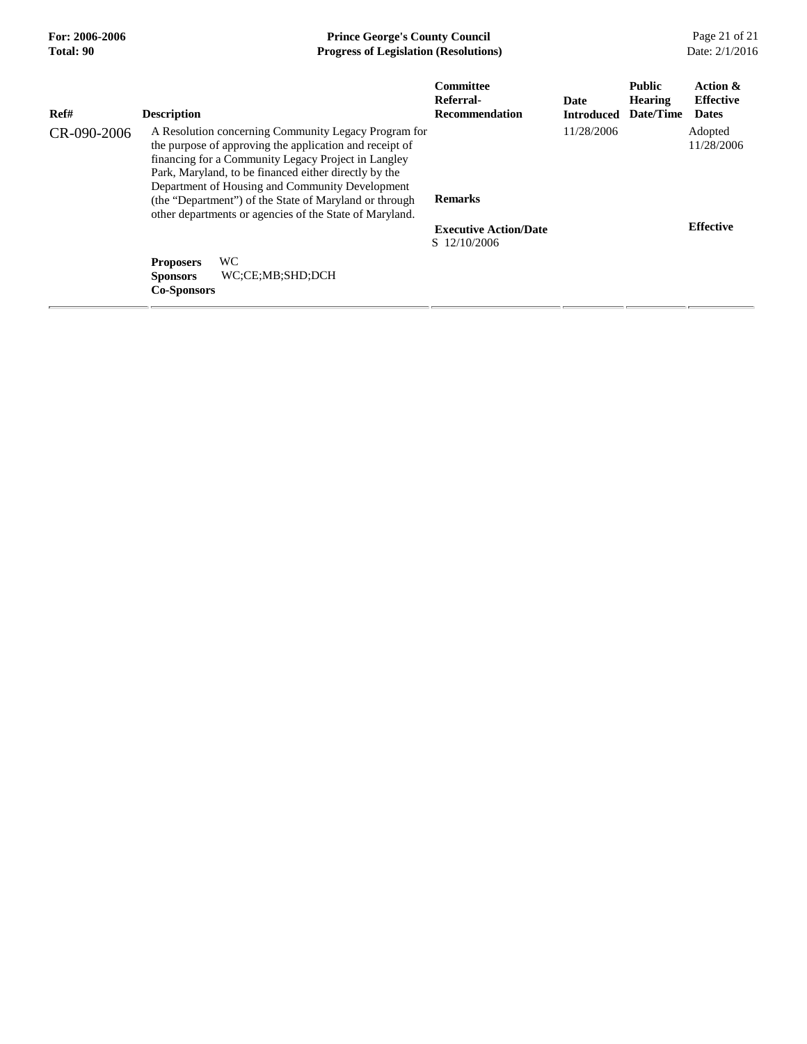| Ref# | Description | Committee Referral-Recommendation | Date Introduced | Public Hearing Date/Time | Action & Effective Dates |
|---|---|---|---|---|---|
| CR-090-2006 | A Resolution concerning Community Legacy Program for the purpose of approving the application and receipt of financing for a Community Legacy Project in Langley Park, Maryland, to be financed either directly by the Department of Housing and Community Development (the "Department") of the State of Maryland or through other departments or agencies of the State of Maryland. | | 11/28/2006 | | Adopted 11/28/2006 |
| | | **Remarks** | | | |
| | | **Executive Action/Date** S 12/10/2006 | | | **Effective** |
| | **Proposers** WC<br>**Sponsors** WC;CE;MB;SHD;DCH<br>**Co-Sponsors** | | | | |